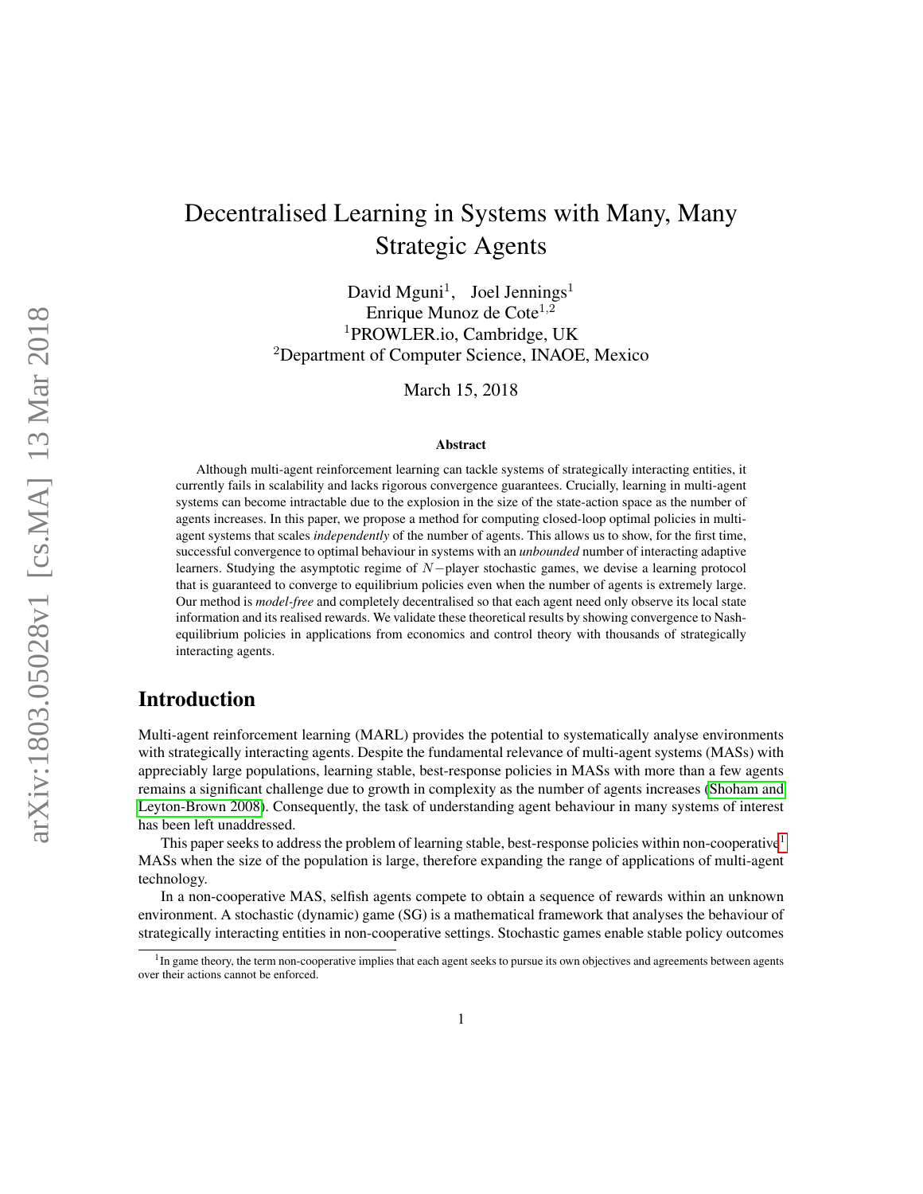# Decentralised Learning in Systems with Many, Many Strategic Agents

David Mguni[1], Joel Jennings[1]
Enrique Munoz de Cote[1,2]
[1]PROWLER.io, Cambridge, UK
[2]Department of Computer Science, INAOE, Mexico

March 15, 2018

**Abstract**

Although multi-agent reinforcement learning can tackle systems of strategically interacting entities, it currently fails in scalability and lacks rigorous convergence guarantees. Crucially, learning in multi-agent systems can become intractable due to the explosion in the size of the state-action space as the number of agents increases. In this paper, we propose a method for computing closed-loop optimal policies in multi-agent systems that scales *independently* of the number of agents. This allows us to show, for the first time, successful convergence to optimal behaviour in systems with an *unbounded* number of interacting adaptive learners. Studying the asymptotic regime of $N-$player stochastic games, we devise a learning protocol that is guaranteed to converge to equilibrium policies even when the number of agents is extremely large. Our method is *model-free* and completely decentralised so that each agent need only observe its local state information and its realised rewards. We validate these theoretical results by showing convergence to Nash-equilibrium policies in applications from economics and control theory with thousands of strategically interacting agents.

## Introduction

Multi-agent reinforcement learning (MARL) provides the potential to systematically analyse environments with strategically interacting agents. Despite the fundamental relevance of multi-agent systems (MASs) with appreciably large populations, learning stable, best-response policies in MASs with more than a few agents remains a significant challenge due to growth in complexity as the number of agents increases (Shoham and Leyton-Brown 2008). Consequently, the task of understanding agent behaviour in many systems of interest has been left unaddressed.

This paper seeks to address the problem of learning stable, best-response policies within non-cooperative[1] MASs when the size of the population is large, therefore expanding the range of applications of multi-agent technology.

In a non-cooperative MAS, selfish agents compete to obtain a sequence of rewards within an unknown environment. A stochastic (dynamic) game (SG) is a mathematical framework that analyses the behaviour of strategically interacting entities in non-cooperative settings. Stochastic games enable stable policy outcomes

[1] In game theory, the term non-cooperative implies that each agent seeks to pursue its own objectives and agreements between agents over their actions cannot be enforced.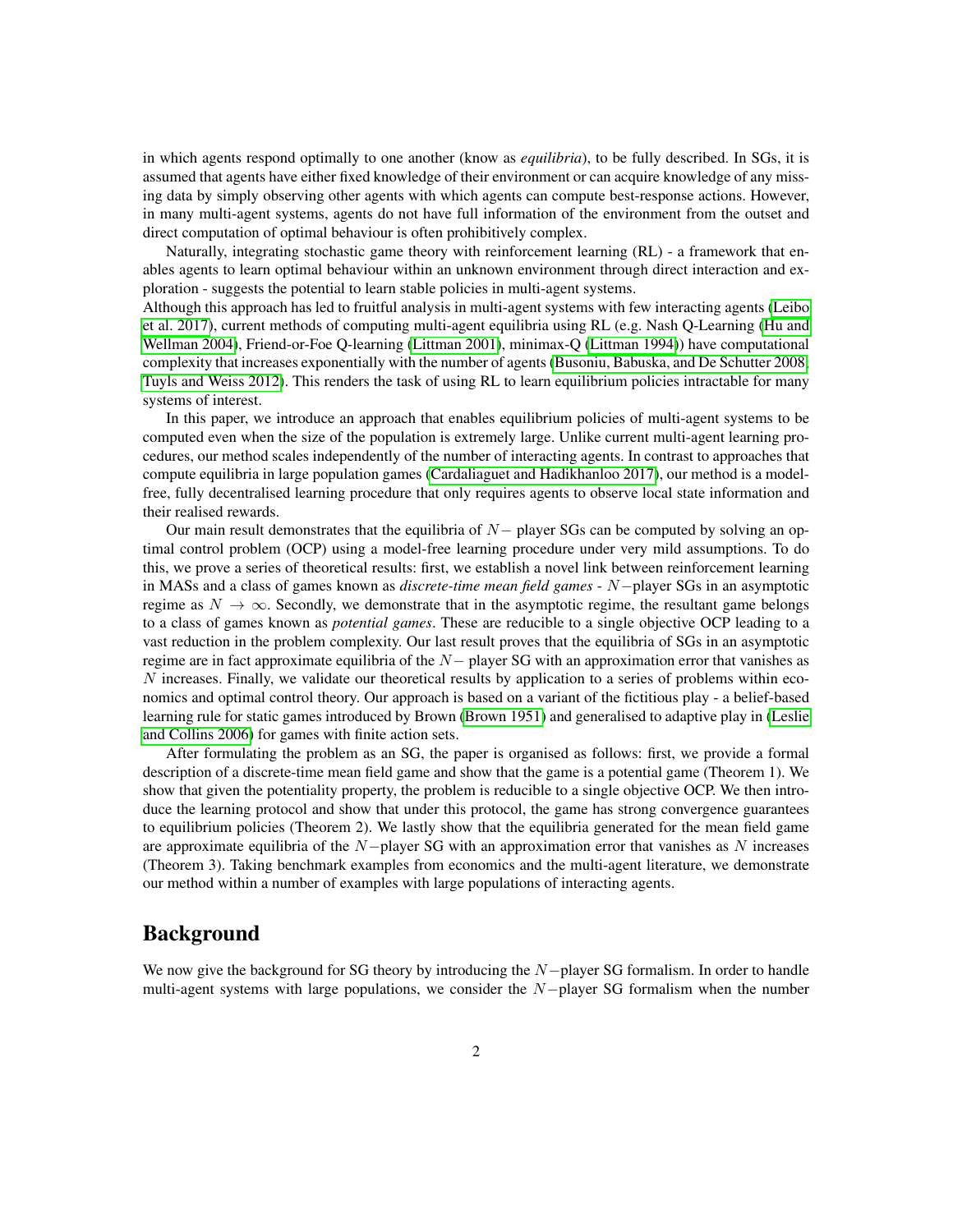in which agents respond optimally to one another (know as *equilibria*), to be fully described. In SGs, it is assumed that agents have either fixed knowledge of their environment or can acquire knowledge of any missing data by simply observing other agents with which agents can compute best-response actions. However, in many multi-agent systems, agents do not have full information of the environment from the outset and direct computation of optimal behaviour is often prohibitively complex.

Naturally, integrating stochastic game theory with reinforcement learning (RL) - a framework that enables agents to learn optimal behaviour within an unknown environment through direct interaction and exploration - suggests the potential to learn stable policies in multi-agent systems.
Although this approach has led to fruitful analysis in multi-agent systems with few interacting agents (Leibo et al. 2017), current methods of computing multi-agent equilibria using RL (e.g. Nash Q-Learning (Hu and Wellman 2004), Friend-or-Foe Q-learning (Littman 2001), minimax-Q (Littman 1994)) have computational complexity that increases exponentially with the number of agents (Busoniu, Babuska, and De Schutter 2008; Tuyls and Weiss 2012). This renders the task of using RL to learn equilibrium policies intractable for many systems of interest.

In this paper, we introduce an approach that enables equilibrium policies of multi-agent systems to be computed even when the size of the population is extremely large. Unlike current multi-agent learning procedures, our method scales independently of the number of interacting agents. In contrast to approaches that compute equilibria in large population games (Cardaliaguet and Hadikhanloo 2017), our method is a model-free, fully decentralised learning procedure that only requires agents to observe local state information and their realised rewards.

Our main result demonstrates that the equilibria of $N-$ player SGs can be computed by solving an optimal control problem (OCP) using a model-free learning procedure under very mild assumptions. To do this, we prove a series of theoretical results: first, we establish a novel link between reinforcement learning in MASs and a class of games known as *discrete-time mean field games* - $N-$player SGs in an asymptotic regime as $N \to \infty$. Secondly, we demonstrate that in the asymptotic regime, the resultant game belongs to a class of games known as *potential games*. These are reducible to a single objective OCP leading to a vast reduction in the problem complexity. Our last result proves that the equilibria of SGs in an asymptotic regime are in fact approximate equilibria of the $N-$ player SG with an approximation error that vanishes as $N$ increases. Finally, we validate our theoretical results by application to a series of problems within economics and optimal control theory. Our approach is based on a variant of the fictitious play - a belief-based learning rule for static games introduced by Brown (Brown 1951) and generalised to adaptive play in (Leslie and Collins 2006) for games with finite action sets.

After formulating the problem as an SG, the paper is organised as follows: first, we provide a formal description of a discrete-time mean field game and show that the game is a potential game (Theorem 1). We show that given the potentiality property, the problem is reducible to a single objective OCP. We then introduce the learning protocol and show that under this protocol, the game has strong convergence guarantees to equilibrium policies (Theorem 2). We lastly show that the equilibria generated for the mean field game are approximate equilibria of the $N-$player SG with an approximation error that vanishes as $N$ increases (Theorem 3). Taking benchmark examples from economics and the multi-agent literature, we demonstrate our method within a number of examples with large populations of interacting agents.

## Background

We now give the background for SG theory by introducing the $N-$player SG formalism. In order to handle multi-agent systems with large populations, we consider the $N-$player SG formalism when the number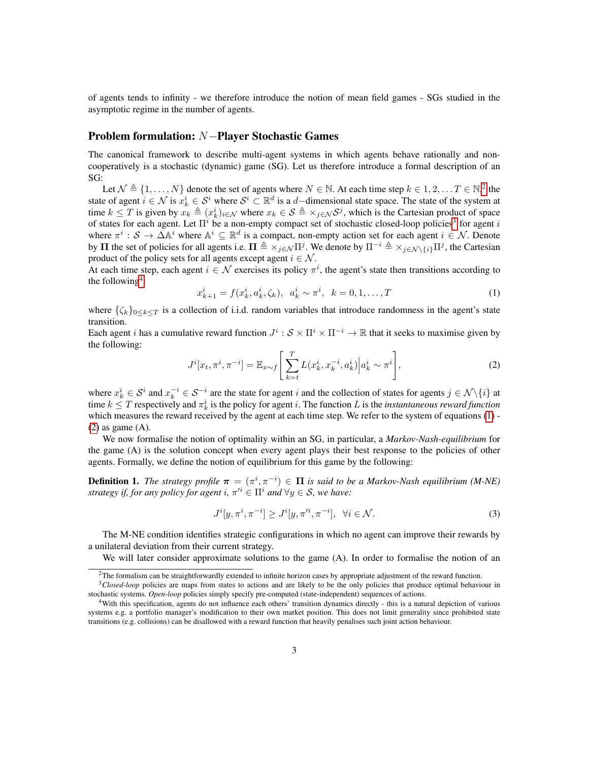of agents tends to infinity - we therefore introduce the notion of mean field games - SGs studied in the asymptotic regime in the number of agents.

## Problem formulation: $N-$Player Stochastic Games

The canonical framework to describe multi-agent systems in which agents behave rationally and non-cooperatively is a stochastic (dynamic) game (SG). Let us therefore introduce a formal description of an SG:

Let $\mathcal{N} \triangleq \{1, \ldots, N\}$ denote the set of agents where $N \in \mathbb{N}$. At each time step $k \in 1, 2, \ldots T \in \mathbb{N}$,[2] the state of agent $i \in \mathcal{N}$ is $x_k^i \in \mathcal{S}^i$ where $\mathcal{S}^i \subset \mathbb{R}^d$ is a $d-$dimensional state space. The state of the system at time $k \leq T$ is given by $x_k \triangleq (x_k^i)_{i \in \mathcal{N}}$ where $x_k \in \mathcal{S} \triangleq \times_{j \in \mathcal{N}} \mathcal{S}^j$, which is the Cartesian product of space of states for each agent. Let $\Pi^i$ be a non-empty compact set of stochastic closed-loop policies[3] for agent $i$ where $\pi^i : \mathcal{S} \to \Delta\mathbb{A}^i$ where $\mathbb{A}^i \subseteq \mathbb{R}^d$ is a compact, non-empty action set for each agent $i \in \mathcal{N}$. Denote by $\mathbf{\Pi}$ the set of policies for all agents i.e. $\mathbf{\Pi} \triangleq \times_{j \in \mathcal{N}} \Pi^j$. We denote by $\Pi^{-i} \triangleq \times_{j \in \mathcal{N} \setminus \{i\}} \Pi^j$, the Cartesian product of the policy sets for all agents except agent $i \in \mathcal{N}$.

At each time step, each agent $i \in \mathcal{N}$ exercises its policy $\pi^i$, the agent's state then transitions according to the following[4]:

$$x_{k+1}^i = f(x_k^i, a_k^i, \zeta_k), \quad a_k^i \sim \pi^i, \quad k = 0, 1, \ldots, T \tag{1}$$

where $\{\zeta_k\}_{0 \leq k \leq T}$ is a collection of i.i.d. random variables that introduce randomness in the agent's state transition.

Each agent $i$ has a cumulative reward function $J^i : \mathcal{S} \times \Pi^i \times \Pi^{-i} \to \mathbb{R}$ that it seeks to maximise given by the following:

$$J^i[x_t, \pi^i, \pi^{-i}] = \mathbb{E}_{x \sim f}\left[\sum_{k=t}^{T} L(x_k^i, x_k^{-i}, a_k^i) \middle| a_k^i \sim \pi^i\right], \tag{2}$$

where $x_k^i \in \mathcal{S}^i$ and $x_k^{-i} \in \mathcal{S}^{-i}$ are the state for agent $i$ and the collection of states for agents $j \in \mathcal{N} \setminus \{i\}$ at time $k \leq T$ respectively and $\pi_k^i$ is the policy for agent $i$. The function $L$ is the *instantaneous reward function* which measures the reward received by the agent at each time step. We refer to the system of equations (1) - (2) as game (A).

We now formalise the notion of optimality within an SG, in particular, a *Markov-Nash-equilibrium* for the game (A) is the solution concept when every agent plays their best response to the policies of other agents. Formally, we define the notion of equilibrium for this game by the following:

**Definition 1.** *The strategy profile $\boldsymbol{\pi} = (\pi^i, \pi^{-i}) \in \mathbf{\Pi}$ is said to be a Markov-Nash equilibrium (M-NE) strategy if, for any policy for agent i, $\pi'^i \in \Pi^i$ and $\forall y \in \mathcal{S}$, we have:*

$$J^i[y, \pi^i, \pi^{-i}] \geq J^i[y, \pi'^i, \pi^{-i}], \quad \forall i \in \mathcal{N}. \tag{3}$$

The M-NE condition identifies strategic configurations in which no agent can improve their rewards by a unilateral deviation from their current strategy.

We will later consider approximate solutions to the game (A). In order to formalise the notion of an

---

[2] The formalism can be straightforwardly extended to infinite horizon cases by appropriate adjustment of the reward function.

[3] *Closed-loop* policies are maps from states to actions and are likely to be the only policies that produce optimal behaviour in stochastic systems. *Open-loop* policies simply specify pre-computed (state-independent) sequences of actions.

[4] With this specification, agents do not influence each others' transition dynamics directly - this is a natural depiction of various systems e.g. a portfolio manager's modification to their own market position. This does not limit generality since prohibited state transitions (e.g. collisions) can be disallowed with a reward function that heavily penalises such joint action behaviour.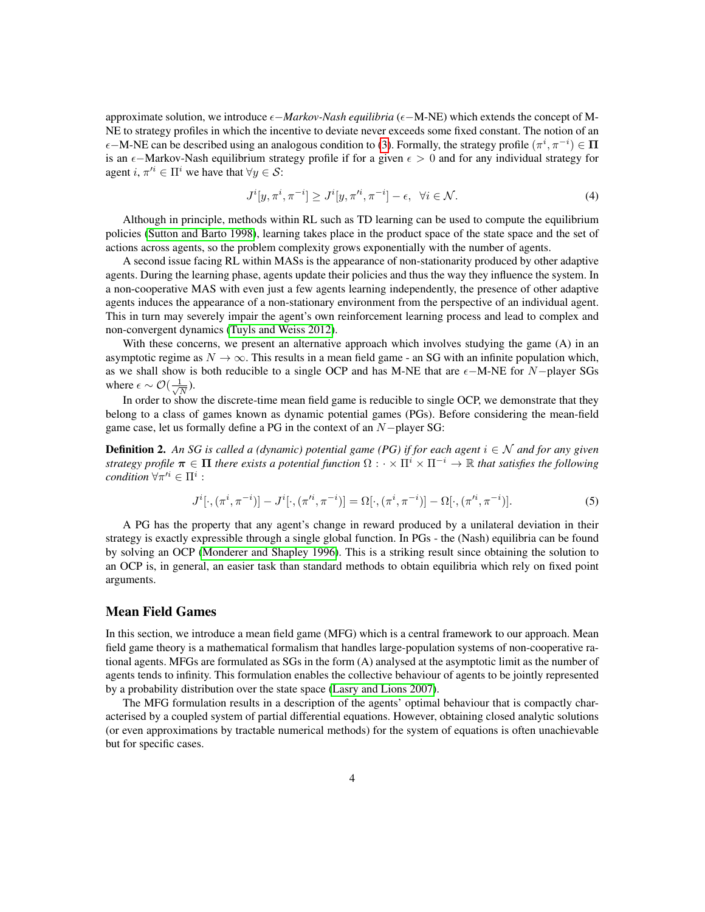approximate solution, we introduce $\epsilon-$*Markov-Nash equilibria* ($\epsilon-$M-NE) which extends the concept of M-NE to strategy profiles in which the incentive to deviate never exceeds some fixed constant. The notion of an $\epsilon-$M-NE can be described using an analogous condition to (3). Formally, the strategy profile $(\pi^i, \pi^{-i}) \in \mathbf{\Pi}$ is an $\epsilon-$Markov-Nash equilibrium strategy profile if for a given $\epsilon > 0$ and for any individual strategy for agent $i$, $\pi'^i \in \Pi^i$ we have that $\forall y \in \mathcal{S}$:

$$J^i[y, \pi^i, \pi^{-i}] \geq J^i[y, \pi'^i, \pi^{-i}] - \epsilon, \quad \forall i \in \mathcal{N}. \tag{4}$$

Although in principle, methods within RL such as TD learning can be used to compute the equilibrium policies (Sutton and Barto 1998), learning takes place in the product space of the state space and the set of actions across agents, so the problem complexity grows exponentially with the number of agents.

A second issue facing RL within MASs is the appearance of non-stationarity produced by other adaptive agents. During the learning phase, agents update their policies and thus the way they influence the system. In a non-cooperative MAS with even just a few agents learning independently, the presence of other adaptive agents induces the appearance of a non-stationary environment from the perspective of an individual agent. This in turn may severely impair the agent's own reinforcement learning process and lead to complex and non-convergent dynamics (Tuyls and Weiss 2012).

With these concerns, we present an alternative approach which involves studying the game (A) in an asymptotic regime as $N \to \infty$. This results in a mean field game - an SG with an infinite population which, as we shall show is both reducible to a single OCP and has M-NE that are $\epsilon-$M-NE for $N-$player SGs where $\epsilon \sim \mathcal{O}(\frac{1}{\sqrt{N}})$.

In order to show the discrete-time mean field game is reducible to single OCP, we demonstrate that they belong to a class of games known as dynamic potential games (PGs). Before considering the mean-field game case, let us formally define a PG in the context of an $N-$player SG:

**Definition 2.** *An SG is called a (dynamic) potential game (PG) if for each agent $i \in \mathcal{N}$ and for any given strategy profile $\boldsymbol{\pi} \in \mathbf{\Pi}$ there exists a potential function $\Omega : \cdot \times \Pi^i \times \Pi^{-i} \to \mathbb{R}$ that satisfies the following condition $\forall \pi'^i \in \Pi^i$ :*

$$J^i[\cdot, (\pi^i, \pi^{-i})] - J^i[\cdot, (\pi'^i, \pi^{-i})] = \Omega[\cdot, (\pi^i, \pi^{-i})] - \Omega[\cdot, (\pi'^i, \pi^{-i})]. \tag{5}$$

A PG has the property that any agent's change in reward produced by a unilateral deviation in their strategy is exactly expressible through a single global function. In PGs - the (Nash) equilibria can be found by solving an OCP (Monderer and Shapley 1996). This is a striking result since obtaining the solution to an OCP is, in general, an easier task than standard methods to obtain equilibria which rely on fixed point arguments.

## Mean Field Games

In this section, we introduce a mean field game (MFG) which is a central framework to our approach. Mean field game theory is a mathematical formalism that handles large-population systems of non-cooperative rational agents. MFGs are formulated as SGs in the form (A) analysed at the asymptotic limit as the number of agents tends to infinity. This formulation enables the collective behaviour of agents to be jointly represented by a probability distribution over the state space (Lasry and Lions 2007).

The MFG formulation results in a description of the agents' optimal behaviour that is compactly characterised by a coupled system of partial differential equations. However, obtaining closed analytic solutions (or even approximations by tractable numerical methods) for the system of equations is often unachievable but for specific cases.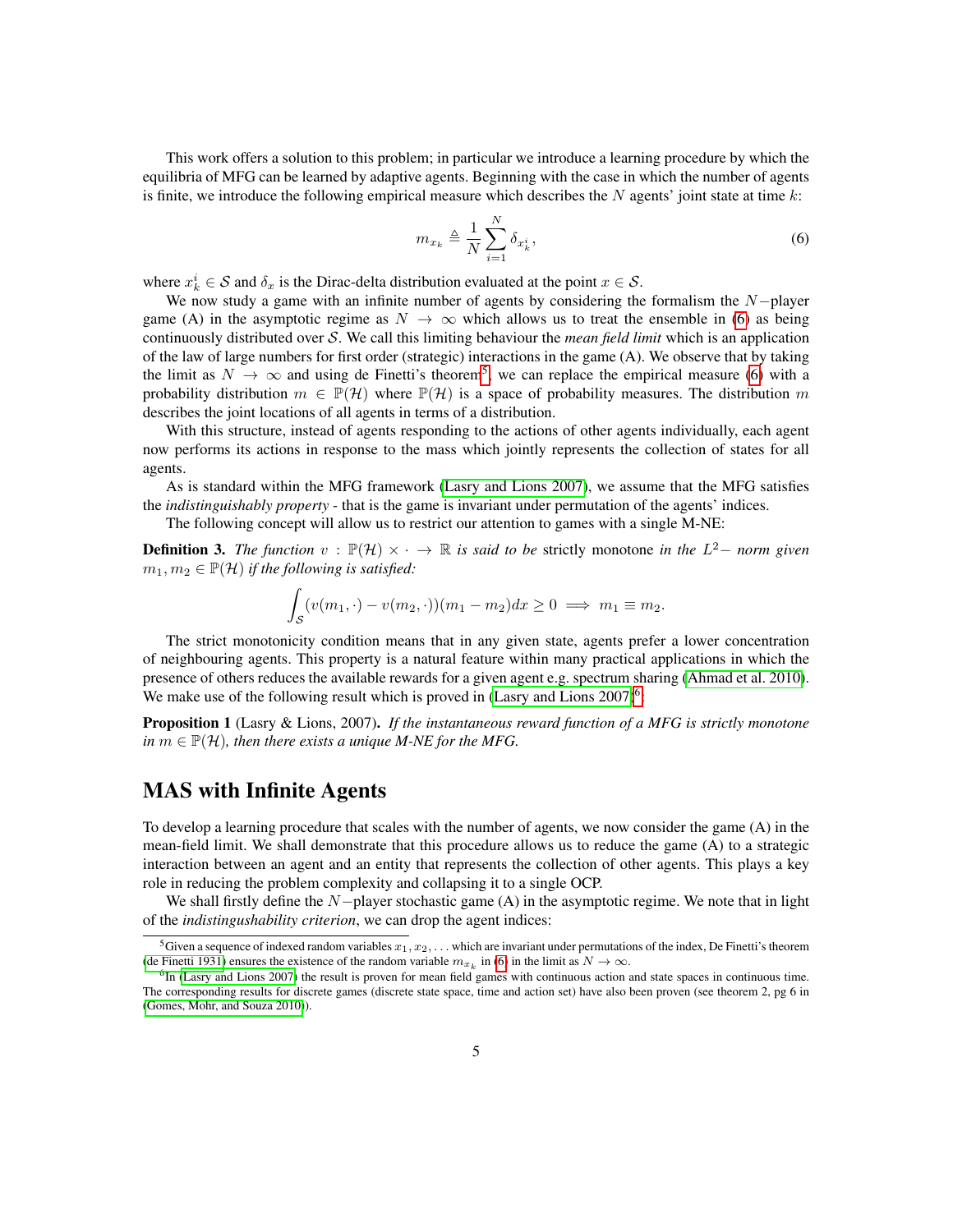This work offers a solution to this problem; in particular we introduce a learning procedure by which the equilibria of MFG can be learned by adaptive agents. Beginning with the case in which the number of agents is finite, we introduce the following empirical measure which describes the $N$ agents' joint state at time $k$:

$$m_{x_k} \triangleq \frac{1}{N}\sum_{i=1}^{N} \delta_{x_k^i}, \tag{6}$$

where $x_k^i \in \mathcal{S}$ and $\delta_x$ is the Dirac-delta distribution evaluated at the point $x \in \mathcal{S}$.

We now study a game with an infinite number of agents by considering the formalism the $N-$player game (A) in the asymptotic regime as $N \to \infty$ which allows us to treat the ensemble in (6) as being continuously distributed over $\mathcal{S}$. We call this limiting behaviour the *mean field limit* which is an application of the law of large numbers for first order (strategic) interactions in the game (A). We observe that by taking the limit as $N \to \infty$ and using de Finetti's theorem[5], we can replace the empirical measure (6) with a probability distribution $m \in \mathbb{P}(\mathcal{H})$ where $\mathbb{P}(\mathcal{H})$ is a space of probability measures. The distribution $m$ describes the joint locations of all agents in terms of a distribution.

With this structure, instead of agents responding to the actions of other agents individually, each agent now performs its actions in response to the mass which jointly represents the collection of states for all agents.

As is standard within the MFG framework (Lasry and Lions 2007), we assume that the MFG satisfies the *indistinguishably property* - that is the game is invariant under permutation of the agents' indices.

The following concept will allow us to restrict our attention to games with a single M-NE:

**Definition 3.** *The function $v : \mathbb{P}(\mathcal{H}) \times \cdot \to \mathbb{R}$ is said to be* strictly monotone *in the $L^2-$ norm given $m_1, m_2 \in \mathbb{P}(\mathcal{H})$ if the following is satisfied:*

$$\int_{\mathcal{S}} (v(m_1, \cdot) - v(m_2, \cdot))(m_1 - m_2)dx \geq 0 \implies m_1 \equiv m_2.$$

The strict monotonicity condition means that in any given state, agents prefer a lower concentration of neighbouring agents. This property is a natural feature within many practical applications in which the presence of others reduces the available rewards for a given agent e.g. spectrum sharing (Ahmad et al. 2010). We make use of the following result which is proved in (Lasry and Lions 2007)[6]:

**Proposition 1** (Lasry & Lions, 2007)**.** *If the instantaneous reward function of a MFG is strictly monotone in $m \in \mathbb{P}(\mathcal{H})$, then there exists a unique M-NE for the MFG.*

## MAS with Infinite Agents

To develop a learning procedure that scales with the number of agents, we now consider the game (A) in the mean-field limit. We shall demonstrate that this procedure allows us to reduce the game (A) to a strategic interaction between an agent and an entity that represents the collection of other agents. This plays a key role in reducing the problem complexity and collapsing it to a single OCP.

We shall firstly define the $N-$player stochastic game (A) in the asymptotic regime. We note that in light of the *indistingushability criterion*, we can drop the agent indices:

[5] Given a sequence of indexed random variables $x_1, x_2, \ldots$ which are invariant under permutations of the index, De Finetti's theorem (de Finetti 1931) ensures the existence of the random variable $m_{x_k}$ in (6) in the limit as $N \to \infty$.

[6] In (Lasry and Lions 2007) the result is proven for mean field games with continuous action and state spaces in continuous time. The corresponding results for discrete games (discrete state space, time and action set) have also been proven (see theorem 2, pg 6 in (Gomes, Mohr, and Souza 2010)).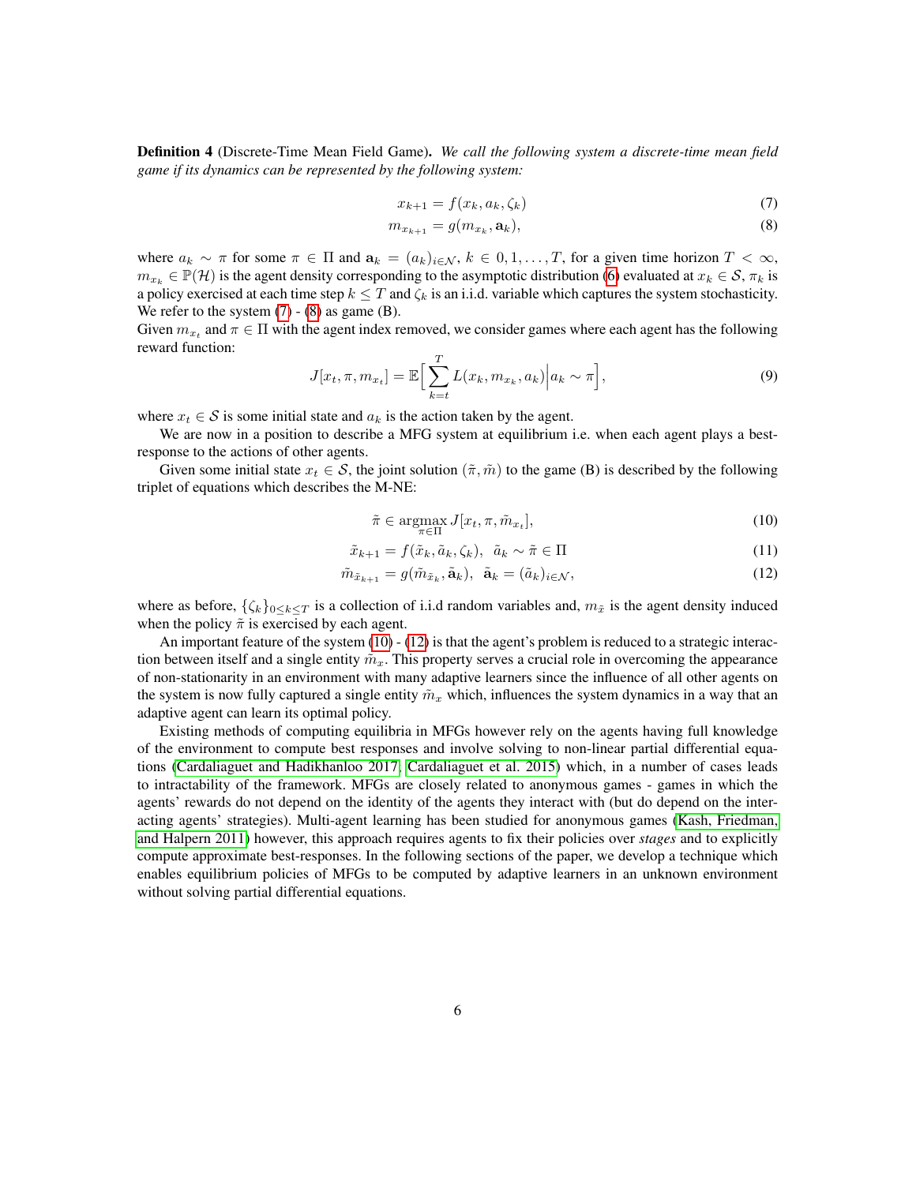**Definition 4** (Discrete-Time Mean Field Game)**.** *We call the following system a discrete-time mean field game if its dynamics can be represented by the following system:*

$$x_{k+1} = f(x_k, a_k, \zeta_k) \tag{7}$$

$$m_{x_{k+1}} = g(m_{x_k}, \mathbf{a}_k), \tag{8}$$

where $a_k \sim \pi$ for some $\pi \in \Pi$ and $\mathbf{a}_k = (a_k)_{i \in \mathcal{N}}$, $k \in 0, 1, \ldots, T$, for a given time horizon $T < \infty$, $m_{x_k} \in \mathbb{P}(\mathcal{H})$ is the agent density corresponding to the asymptotic distribution (6) evaluated at $x_k \in \mathcal{S}$, $\pi_k$ is a policy exercised at each time step $k \leq T$ and $\zeta_k$ is an i.i.d. variable which captures the system stochasticity. We refer to the system (7) - (8) as game (B).

Given $m_{x_t}$ and $\pi \in \Pi$ with the agent index removed, we consider games where each agent has the following reward function:

$$J[x_t, \pi, m_{x_t}] = \mathbb{E}\Big[\sum_{k=t}^{T} L(x_k, m_{x_k}, a_k)\Big| a_k \sim \pi\Big], \tag{9}$$

where $x_t \in \mathcal{S}$ is some initial state and $a_k$ is the action taken by the agent.

We are now in a position to describe a MFG system at equilibrium i.e. when each agent plays a best-response to the actions of other agents.

Given some initial state $x_t \in \mathcal{S}$, the joint solution $(\tilde{\pi}, \tilde{m})$ to the game (B) is described by the following triplet of equations which describes the M-NE:

$$\tilde{\pi} \in \underset{\pi \in \Pi}{\operatorname{argmax}}\, J[x_t, \pi, \tilde{m}_{x_t}], \tag{10}$$

$$\tilde{x}_{k+1} = f(\tilde{x}_k, \tilde{a}_k, \zeta_k), \;\; \tilde{a}_k \sim \tilde{\pi} \in \Pi \tag{11}$$

$$\tilde{m}_{\tilde{x}_{k+1}} = g(\tilde{m}_{\tilde{x}_k}, \tilde{\mathbf{a}}_k), \;\; \tilde{\mathbf{a}}_k = (\tilde{a}_k)_{i \in \mathcal{N}}, \tag{12}$$

where as before, $\{\zeta_k\}_{0 \leq k \leq T}$ is a collection of i.i.d random variables and, $m_{\tilde{x}}$ is the agent density induced when the policy $\tilde{\pi}$ is exercised by each agent.

An important feature of the system (10) - (12) is that the agent's problem is reduced to a strategic interaction between itself and a single entity $\tilde{m}_x$. This property serves a crucial role in overcoming the appearance of non-stationarity in an environment with many adaptive learners since the influence of all other agents on the system is now fully captured a single entity $\tilde{m}_x$ which, influences the system dynamics in a way that an adaptive agent can learn its optimal policy.

Existing methods of computing equilibria in MFGs however rely on the agents having full knowledge of the environment to compute best responses and involve solving to non-linear partial differential equations (Cardaliaguet and Hadikhanloo 2017; Cardaliaguet et al. 2015) which, in a number of cases leads to intractability of the framework. MFGs are closely related to anonymous games - games in which the agents' rewards do not depend on the identity of the agents they interact with (but do depend on the interacting agents' strategies). Multi-agent learning has been studied for anonymous games (Kash, Friedman, and Halpern 2011) however, this approach requires agents to fix their policies over *stages* and to explicitly compute approximate best-responses. In the following sections of the paper, we develop a technique which enables equilibrium policies of MFGs to be computed by adaptive learners in an unknown environment without solving partial differential equations.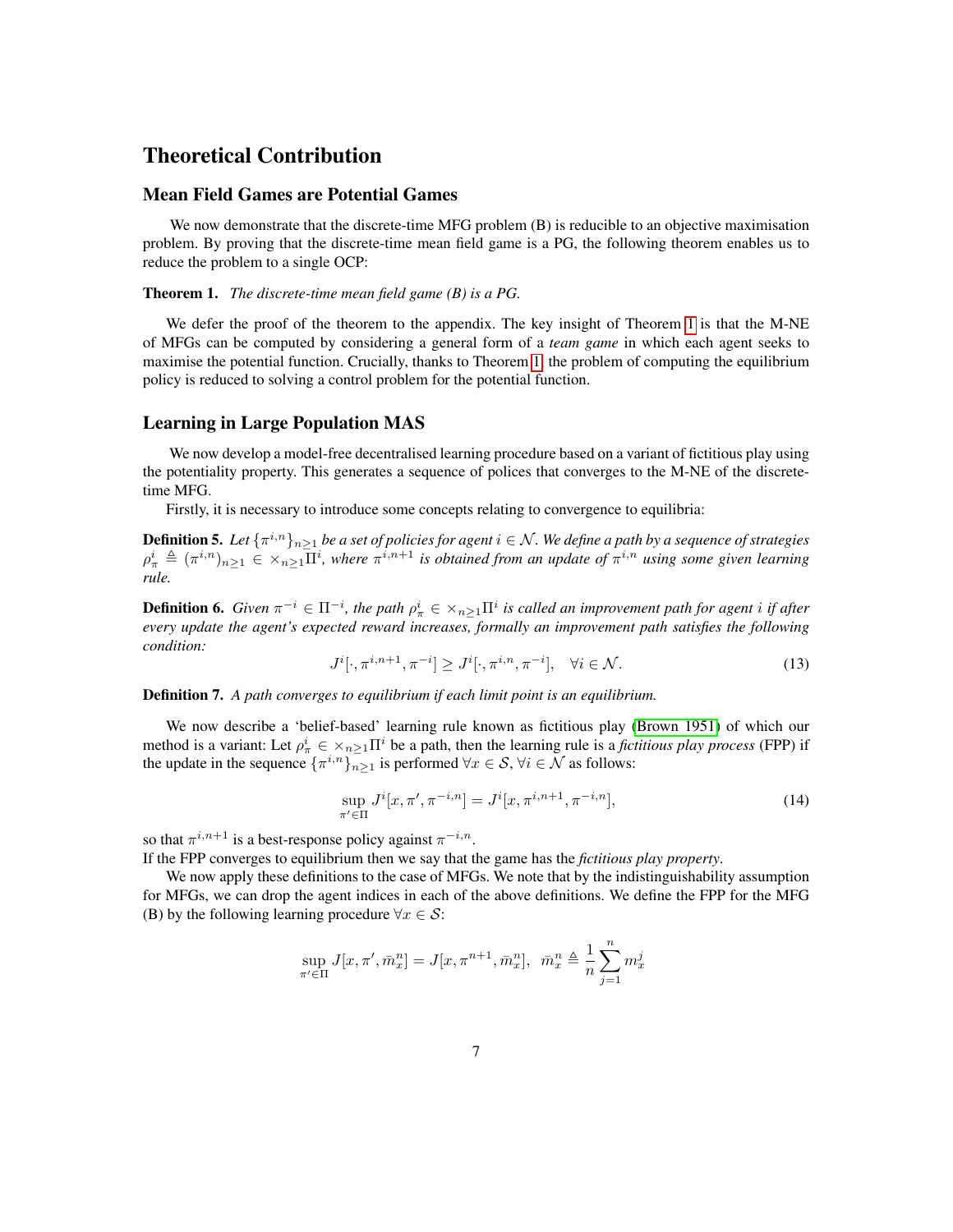# Theoretical Contribution

## Mean Field Games are Potential Games

We now demonstrate that the discrete-time MFG problem (B) is reducible to an objective maximisation problem. By proving that the discrete-time mean field game is a PG, the following theorem enables us to reduce the problem to a single OCP:

**Theorem 1.** *The discrete-time mean field game (B) is a PG.*

We defer the proof of the theorem to the appendix. The key insight of Theorem 1 is that the M-NE of MFGs can be computed by considering a general form of a *team game* in which each agent seeks to maximise the potential function. Crucially, thanks to Theorem 1, the problem of computing the equilibrium policy is reduced to solving a control problem for the potential function.

## Learning in Large Population MAS

We now develop a model-free decentralised learning procedure based on a variant of fictitious play using the potentiality property. This generates a sequence of polices that converges to the M-NE of the discrete-time MFG.

Firstly, it is necessary to introduce some concepts relating to convergence to equilibria:

**Definition 5.** *Let $\{\pi^{i,n}\}_{n\geq 1}$ be a set of policies for agent $i \in \mathcal{N}$. We define a path by a sequence of strategies $\rho^i_\pi \triangleq (\pi^{i,n})_{n\geq 1} \in \times_{n\geq 1}\Pi^i$, where $\pi^{i,n+1}$ is obtained from an update of $\pi^{i,n}$ using some given learning rule.*

**Definition 6.** *Given $\pi^{-i} \in \Pi^{-i}$, the path $\rho^i_\pi \in \times_{n\geq 1}\Pi^i$ is called an improvement path for agent $i$ if after every update the agent's expected reward increases, formally an improvement path satisfies the following condition:*

$$J^i[\cdot, \pi^{i,n+1}, \pi^{-i}] \geq J^i[\cdot, \pi^{i,n}, \pi^{-i}], \quad \forall i \in \mathcal{N}. \tag{13}$$

**Definition 7.** *A path converges to equilibrium if each limit point is an equilibrium.*

We now describe a 'belief-based' learning rule known as fictitious play (Brown 1951) of which our method is a variant: Let $\rho^i_\pi \in \times_{n\geq 1}\Pi^i$ be a path, then the learning rule is a *fictitious play process* (FPP) if the update in the sequence $\{\pi^{i,n}\}_{n\geq 1}$ is performed $\forall x \in \mathcal{S}$, $\forall i \in \mathcal{N}$ as follows:

$$\sup_{\pi' \in \Pi} J^i[x, \pi', \pi^{-i,n}] = J^i[x, \pi^{i,n+1}, \pi^{-i,n}], \tag{14}$$

so that $\pi^{i,n+1}$ is a best-response policy against $\pi^{-i,n}$.

If the FPP converges to equilibrium then we say that the game has the *fictitious play property*.

We now apply these definitions to the case of MFGs. We note that by the indistinguishability assumption for MFGs, we can drop the agent indices in each of the above definitions. We define the FPP for the MFG (B) by the following learning procedure $\forall x \in \mathcal{S}$:

$$\sup_{\pi' \in \Pi} J[x, \pi', \bar{m}^n_x] = J[x, \pi^{n+1}, \bar{m}^n_x], \quad \bar{m}^n_x \triangleq \frac{1}{n}\sum_{j=1}^{n} m^j_x$$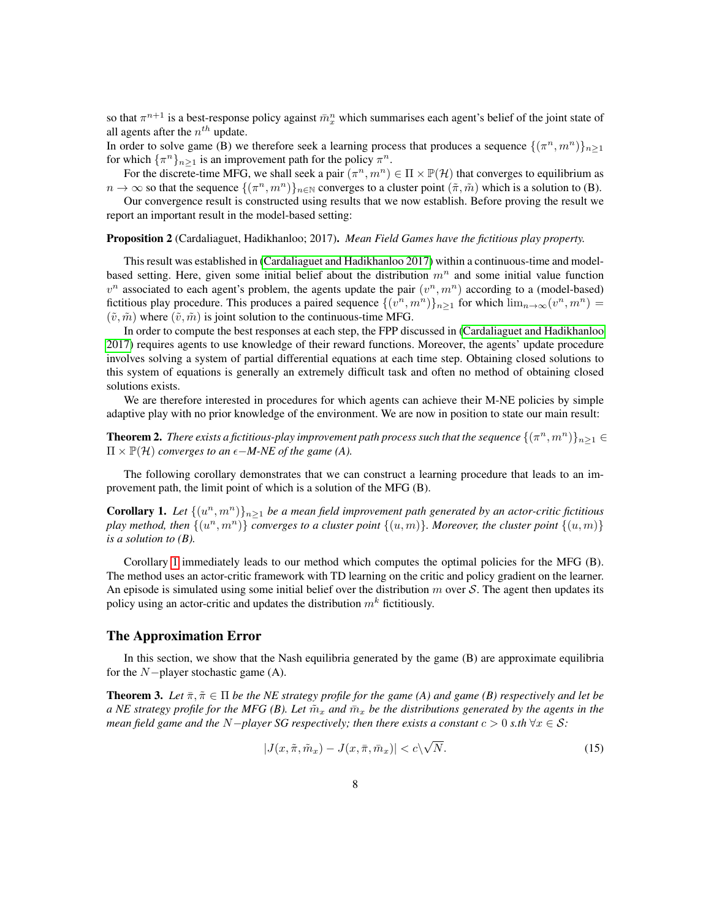so that $\pi^{n+1}$ is a best-response policy against $\bar{m}_x^n$ which summarises each agent's belief of the joint state of all agents after the $n^{th}$ update.

In order to solve game (B) we therefore seek a learning process that produces a sequence $\{(\pi^n, m^n)\}_{n\geq 1}$ for which $\{\pi^n\}_{n\geq 1}$ is an improvement path for the policy $\pi^n$.

For the discrete-time MFG, we shall seek a pair $(\pi^n, m^n) \in \Pi \times \mathbb{P}(\mathcal{H})$ that converges to equilibrium as $n \to \infty$ so that the sequence $\{(\pi^n, m^n)\}_{n\in\mathbb{N}}$ converges to a cluster point $(\tilde{\pi}, \tilde{m})$ which is a solution to (B).

Our convergence result is constructed using results that we now establish. Before proving the result we report an important result in the model-based setting:

**Proposition 2** (Cardaliaguet, Hadikhanloo; 2017). *Mean Field Games have the fictitious play property.*

This result was established in (Cardaliaguet and Hadikhanloo 2017) within a continuous-time and model-based setting. Here, given some initial belief about the distribution $m^n$ and some initial value function $v^n$ associated to each agent's problem, the agents update the pair $(v^n, m^n)$ according to a (model-based) fictitious play procedure. This produces a paired sequence $\{(v^n, m^n)\}_{n\geq 1}$ for which $\lim_{n\to\infty}(v^n, m^n) = (\tilde{v}, \tilde{m})$ where $(\tilde{v}, \tilde{m})$ is joint solution to the continuous-time MFG.

In order to compute the best responses at each step, the FPP discussed in (Cardaliaguet and Hadikhanloo 2017) requires agents to use knowledge of their reward functions. Moreover, the agents' update procedure involves solving a system of partial differential equations at each time step. Obtaining closed solutions to this system of equations is generally an extremely difficult task and often no method of obtaining closed solutions exists.

We are therefore interested in procedures for which agents can achieve their M-NE policies by simple adaptive play with no prior knowledge of the environment. We are now in position to state our main result:

**Theorem 2.** *There exists a fictitious-play improvement path process such that the sequence $\{(\pi^n, m^n)\}_{n\geq 1} \in \Pi \times \mathbb{P}(\mathcal{H})$ converges to an $\epsilon$−M-NE of the game (A).*

The following corollary demonstrates that we can construct a learning procedure that leads to an improvement path, the limit point of which is a solution of the MFG (B).

**Corollary 1.** *Let $\{(u^n, m^n)\}_{n\geq 1}$ be a mean field improvement path generated by an actor-critic fictitious play method, then $\{(u^n, m^n)\}$ converges to a cluster point $\{(u, m)\}$. Moreover, the cluster point $\{(u, m)\}$ is a solution to (B).*

Corollary 1 immediately leads to our method which computes the optimal policies for the MFG (B). The method uses an actor-critic framework with TD learning on the critic and policy gradient on the learner. An episode is simulated using some initial belief over the distribution $m$ over $\mathcal{S}$. The agent then updates its policy using an actor-critic and updates the distribution $m^k$ fictitiously.

## The Approximation Error

In this section, we show that the Nash equilibria generated by the game (B) are approximate equilibria for the $N$−player stochastic game (A).

**Theorem 3.** *Let $\bar{\pi}, \tilde{\pi} \in \Pi$ be the NE strategy profile for the game (A) and game (B) respectively and let be a NE strategy profile for the MFG (B). Let $\tilde{m}_x$ and $\bar{m}_x$ be the distributions generated by the agents in the mean field game and the $N$−player SG respectively; then there exists a constant $c > 0$ s.th $\forall x \in \mathcal{S}$:*

$$|J(x, \tilde{\pi}, \tilde{m}_x) - J(x, \bar{\pi}, \bar{m}_x)| < c\backslash\sqrt{N}. \tag{15}$$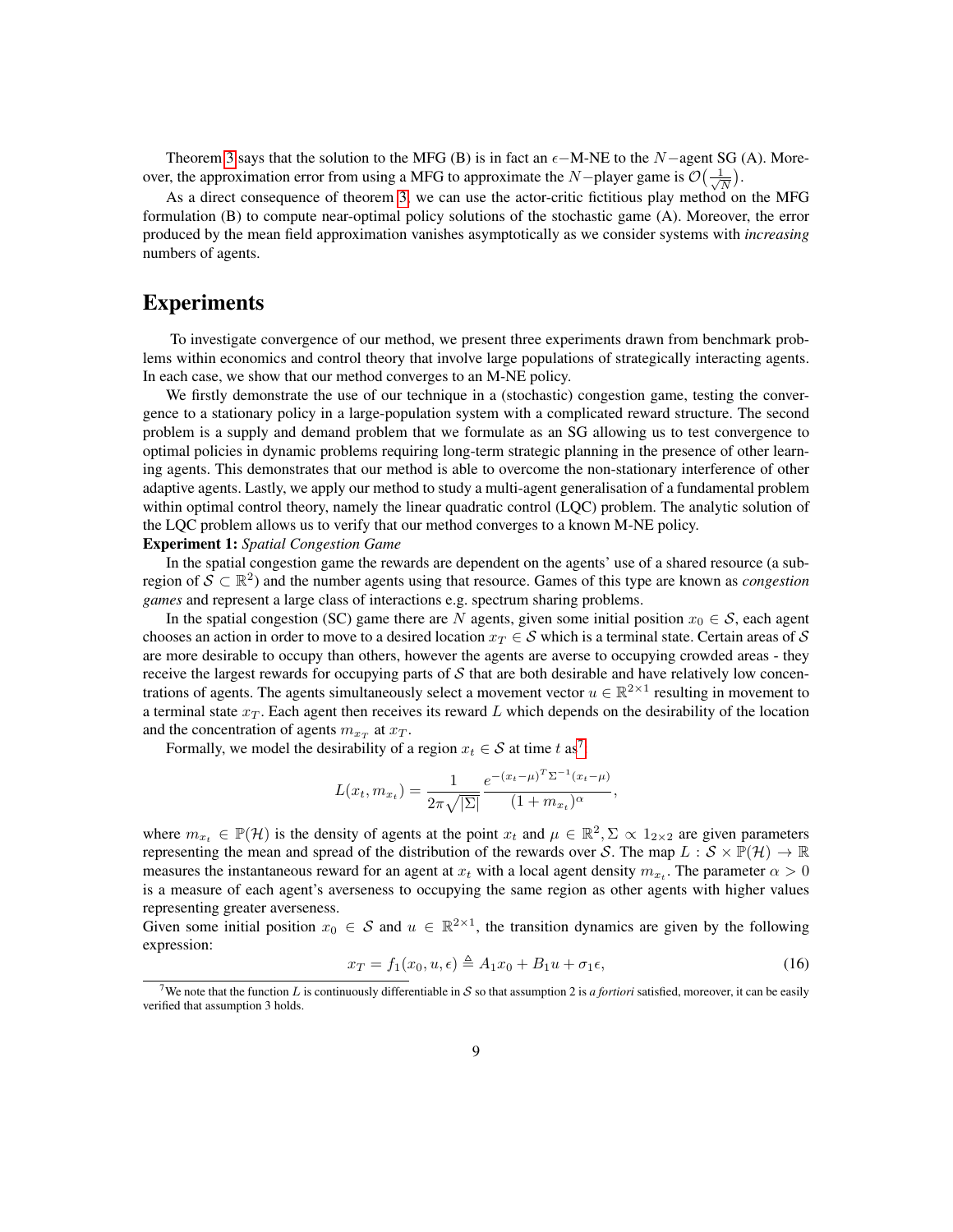Theorem 3 says that the solution to the MFG (B) is in fact an $\epsilon-$M-NE to the $N-$agent SG (A). Moreover, the approximation error from using a MFG to approximate the $N-$player game is $\mathcal{O}\big(\frac{1}{\sqrt{N}}\big)$.

As a direct consequence of theorem 3, we can use the actor-critic fictitious play method on the MFG formulation (B) to compute near-optimal policy solutions of the stochastic game (A). Moreover, the error produced by the mean field approximation vanishes asymptotically as we consider systems with *increasing* numbers of agents.

## Experiments

To investigate convergence of our method, we present three experiments drawn from benchmark problems within economics and control theory that involve large populations of strategically interacting agents. In each case, we show that our method converges to an M-NE policy.

We firstly demonstrate the use of our technique in a (stochastic) congestion game, testing the convergence to a stationary policy in a large-population system with a complicated reward structure. The second problem is a supply and demand problem that we formulate as an SG allowing us to test convergence to optimal policies in dynamic problems requiring long-term strategic planning in the presence of other learning agents. This demonstrates that our method is able to overcome the non-stationary interference of other adaptive agents. Lastly, we apply our method to study a multi-agent generalisation of a fundamental problem within optimal control theory, namely the linear quadratic control (LQC) problem. The analytic solution of the LQC problem allows us to verify that our method converges to a known M-NE policy.

**Experiment 1:** *Spatial Congestion Game*

In the spatial congestion game the rewards are dependent on the agents' use of a shared resource (a sub-region of $\mathcal{S} \subset \mathbb{R}^2$) and the number agents using that resource. Games of this type are known as *congestion games* and represent a large class of interactions e.g. spectrum sharing problems.

In the spatial congestion (SC) game there are $N$ agents, given some initial position $x_0 \in \mathcal{S}$, each agent chooses an action in order to move to a desired location $x_T \in \mathcal{S}$ which is a terminal state. Certain areas of $\mathcal{S}$ are more desirable to occupy than others, however the agents are averse to occupying crowded areas - they receive the largest rewards for occupying parts of $\mathcal{S}$ that are both desirable and have relatively low concentrations of agents. The agents simultaneously select a movement vector $u \in \mathbb{R}^{2\times 1}$ resulting in movement to a terminal state $x_T$. Each agent then receives its reward $L$ which depends on the desirability of the location and the concentration of agents $m_{x_T}$ at $x_T$.

Formally, we model the desirability of a region $x_t \in \mathcal{S}$ at time $t$ as[7]

$$L(x_t, m_{x_t}) = \frac{1}{2\pi\sqrt{|\Sigma|}}\frac{e^{-(x_t-\mu)^T\Sigma^{-1}(x_t-\mu)}}{(1+m_{x_t})^{\alpha}},$$

where $m_{x_t} \in \mathbb{P}(\mathcal{H})$ is the density of agents at the point $x_t$ and $\mu \in \mathbb{R}^2, \Sigma \propto 1_{2\times 2}$ are given parameters representing the mean and spread of the distribution of the rewards over $\mathcal{S}$. The map $L : \mathcal{S} \times \mathbb{P}(\mathcal{H}) \to \mathbb{R}$ measures the instantaneous reward for an agent at $x_t$ with a local agent density $m_{x_t}$. The parameter $\alpha > 0$ is a measure of each agent's averseness to occupying the same region as other agents with higher values representing greater averseness.

Given some initial position $x_0 \in \mathcal{S}$ and $u \in \mathbb{R}^{2\times 1}$, the transition dynamics are given by the following expression:

$$x_T = f_1(x_0, u, \epsilon) \triangleq A_1 x_0 + B_1 u + \sigma_1 \epsilon, \tag{16}$$

[7] We note that the function $L$ is continuously differentiable in $\mathcal{S}$ so that assumption 2 is *a fortiori* satisfied, moreover, it can be easily verified that assumption 3 holds.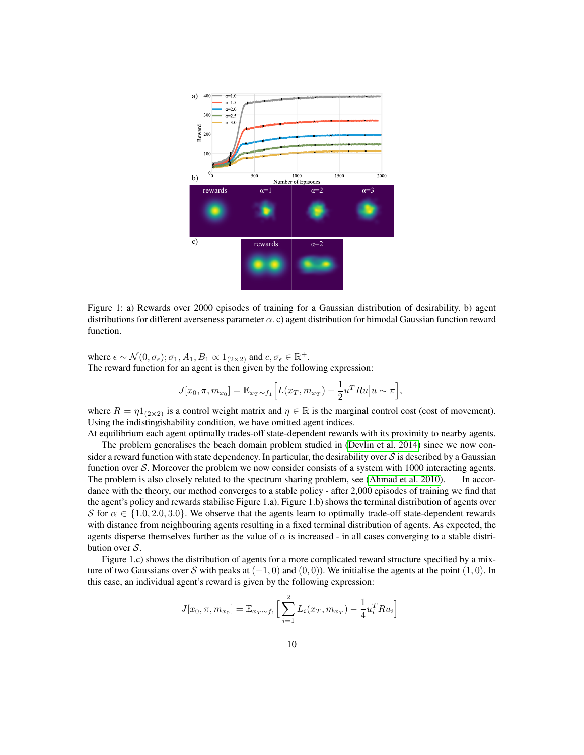Figure 1: a) Rewards over 2000 episodes of training for a Gaussian distribution of desirability. b) agent distributions for different averseness parameter $\alpha$. c) agent distribution for bimodal Gaussian function reward function.

where $\epsilon \sim \mathcal{N}(0, \sigma_\epsilon); \sigma_1, A_1, B_1 \propto 1_{(2\times 2)}$ and $c, \sigma_\epsilon \in \mathbb{R}^+$.
The reward function for an agent is then given by the following expression:

$$J[x_0, \pi, m_{x_0}] = \mathbb{E}_{x_T \sim f_1}\Big[L(x_T, m_{x_T}) - \frac{1}{2}u^T Ru \big| u \sim \pi\Big],$$

where $R = \eta 1_{(2\times 2)}$ is a control weight matrix and $\eta \in \mathbb{R}$ is the marginal control cost (cost of movement). Using the indistingishability condition, we have omitted agent indices.
At equilibrium each agent optimally trades-off state-dependent rewards with its proximity to nearby agents.

The problem generalises the beach domain problem studied in (Devlin et al. 2014) since we now consider a reward function with state dependency. In particular, the desirability over $\mathcal{S}$ is described by a Gaussian function over $\mathcal{S}$. Moreover the problem we now consider consists of a system with 1000 interacting agents. The problem is also closely related to the spectrum sharing problem, see (Ahmad et al. 2010). In accordance with the theory, our method converges to a stable policy - after 2,000 episodes of training we find that the agent's policy and rewards stabilise Figure 1.a). Figure 1.b) shows the terminal distribution of agents over $\mathcal{S}$ for $\alpha \in \{1.0, 2.0, 3.0\}$. We observe that the agents learn to optimally trade-off state-dependent rewards with distance from neighbouring agents resulting in a fixed terminal distribution of agents. As expected, the agents disperse themselves further as the value of $\alpha$ is increased - in all cases converging to a stable distribution over $\mathcal{S}$.

Figure 1.c) shows the distribution of agents for a more complicated reward structure specified by a mixture of two Gaussians over $\mathcal{S}$ with peaks at $(-1, 0)$ and $(0, 0)$). We initialise the agents at the point $(1, 0)$. In this case, an individual agent's reward is given by the following expression:

$$J[x_0, \pi, m_{x_0}] = \mathbb{E}_{x_T \sim f_1}\Big[\sum_{i=1}^{2} L_i(x_T, m_{x_T}) - \frac{1}{4}u_i^T Ru_i\Big]$$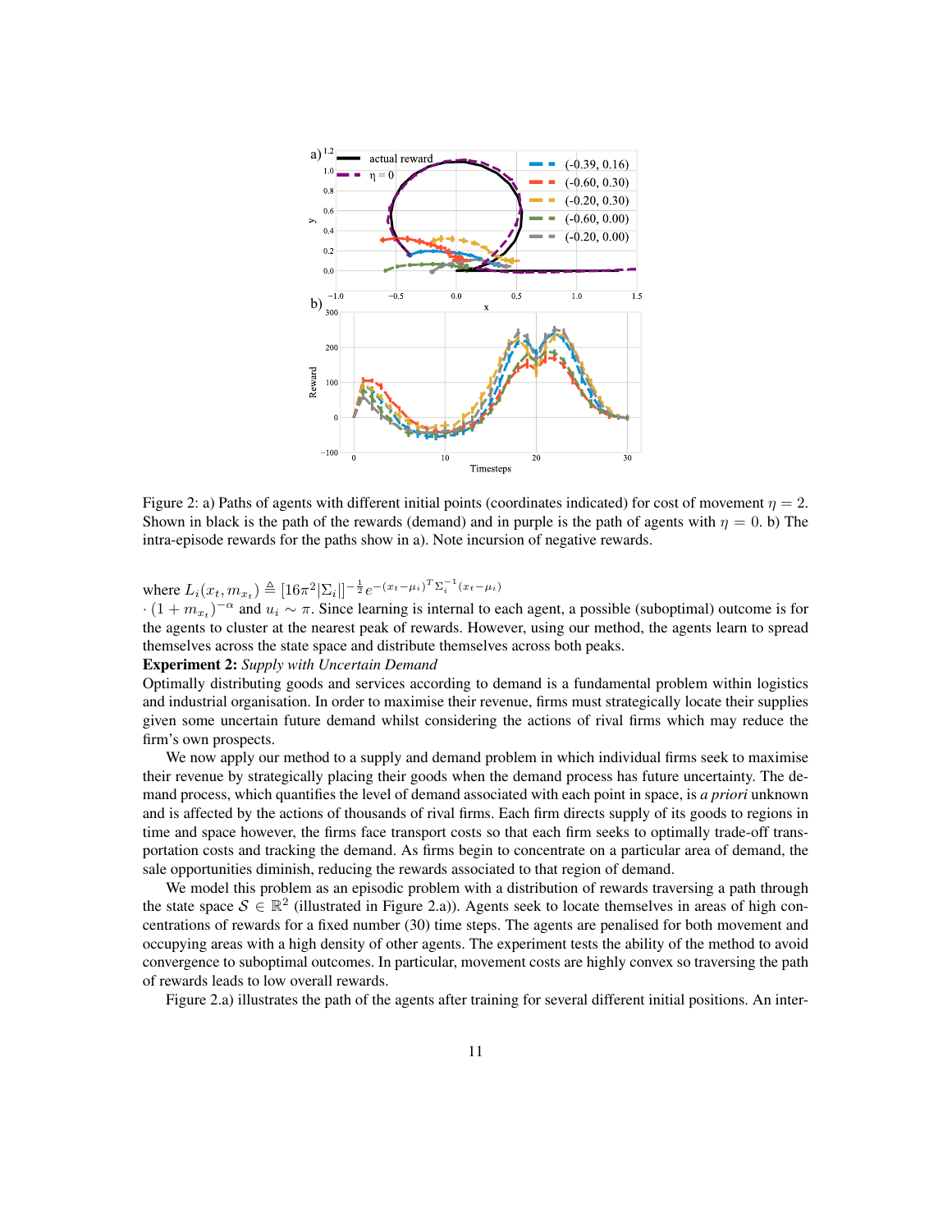Figure 2: a) Paths of agents with different initial points (coordinates indicated) for cost of movement $\eta = 2$. Shown in black is the path of the rewards (demand) and in purple is the path of agents with $\eta = 0$. b) The intra-episode rewards for the paths show in a). Note incursion of negative rewards.

where $L_i(x_t, m_{x_t}) \triangleq [16\pi^2|\Sigma_i|]^{-\frac{1}{2}} e^{-(x_t-\mu_i)^T\Sigma_i^{-1}(x_t-\mu_i)}$
$\cdot (1 + m_{x_t})^{-\alpha}$ and $u_i \sim \pi$. Since learning is internal to each agent, a possible (suboptimal) outcome is for the agents to cluster at the nearest peak of rewards. However, using our method, the agents learn to spread themselves across the state space and distribute themselves across both peaks.

**Experiment 2:** *Supply with Uncertain Demand*

Optimally distributing goods and services according to demand is a fundamental problem within logistics and industrial organisation. In order to maximise their revenue, firms must strategically locate their supplies given some uncertain future demand whilst considering the actions of rival firms which may reduce the firm's own prospects.

We now apply our method to a supply and demand problem in which individual firms seek to maximise their revenue by strategically placing their goods when the demand process has future uncertainty. The demand process, which quantifies the level of demand associated with each point in space, is *a priori* unknown and is affected by the actions of thousands of rival firms. Each firm directs supply of its goods to regions in time and space however, the firms face transport costs so that each firm seeks to optimally trade-off transportation costs and tracking the demand. As firms begin to concentrate on a particular area of demand, the sale opportunities diminish, reducing the rewards associated to that region of demand.

We model this problem as an episodic problem with a distribution of rewards traversing a path through the state space $\mathcal{S} \in \mathbb{R}^2$ (illustrated in Figure 2.a)). Agents seek to locate themselves in areas of high concentrations of rewards for a fixed number (30) time steps. The agents are penalised for both movement and occupying areas with a high density of other agents. The experiment tests the ability of the method to avoid convergence to suboptimal outcomes. In particular, movement costs are highly convex so traversing the path of rewards leads to low overall rewards.

Figure 2.a) illustrates the path of the agents after training for several different initial positions. An inter-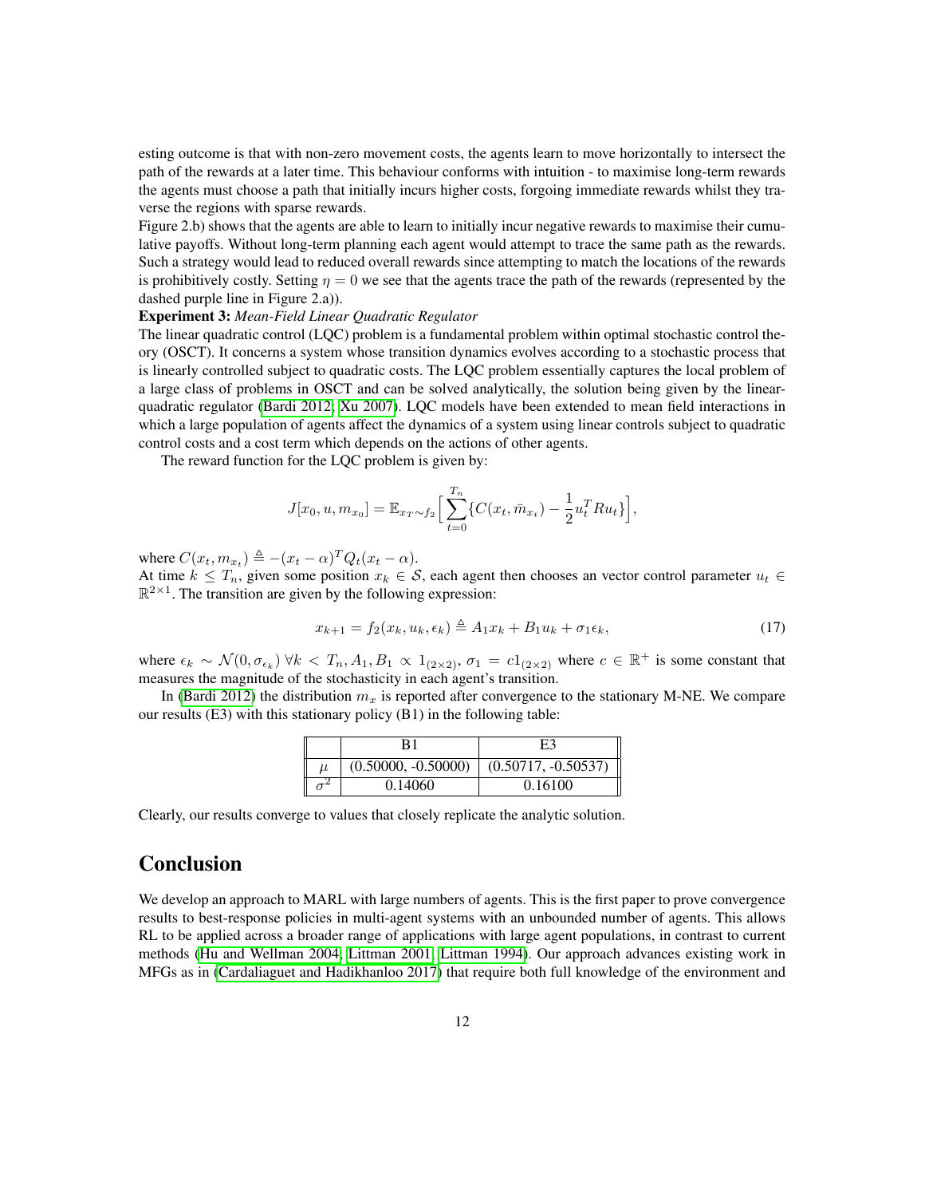esting outcome is that with non-zero movement costs, the agents learn to move horizontally to intersect the path of the rewards at a later time. This behaviour conforms with intuition - to maximise long-term rewards the agents must choose a path that initially incurs higher costs, forgoing immediate rewards whilst they traverse the regions with sparse rewards.

Figure 2.b) shows that the agents are able to learn to initially incur negative rewards to maximise their cumulative payoffs. Without long-term planning each agent would attempt to trace the same path as the rewards. Such a strategy would lead to reduced overall rewards since attempting to match the locations of the rewards is prohibitively costly. Setting $\eta = 0$ we see that the agents trace the path of the rewards (represented by the dashed purple line in Figure 2.a)).

**Experiment 3:** *Mean-Field Linear Quadratic Regulator*

The linear quadratic control (LQC) problem is a fundamental problem within optimal stochastic control theory (OSCT). It concerns a system whose transition dynamics evolves according to a stochastic process that is linearly controlled subject to quadratic costs. The LQC problem essentially captures the local problem of a large class of problems in OSCT and can be solved analytically, the solution being given by the linear-quadratic regulator (Bardi 2012; Xu 2007). LQC models have been extended to mean field interactions in which a large population of agents affect the dynamics of a system using linear controls subject to quadratic control costs and a cost term which depends on the actions of other agents.

The reward function for the LQC problem is given by:

$$J[x_0, u, m_{x_0}] = \mathbb{E}_{x_T \sim f_2}\Big[\sum_{t=0}^{T_n}\{C(x_t, \bar{m}_{x_t}) - \frac{1}{2}u_t^T R u_t\}\Big],$$

where $C(x_t, m_{x_t}) \triangleq -(x_t - \alpha)^T Q_t (x_t - \alpha)$.

At time $k \leq T_n$, given some position $x_k \in \mathcal{S}$, each agent then chooses an vector control parameter $u_t \in \mathbb{R}^{2\times 1}$. The transition are given by the following expression:

$$x_{k+1} = f_2(x_k, u_k, \epsilon_k) \triangleq A_1 x_k + B_1 u_k + \sigma_1 \epsilon_k, \tag{17}$$

where $\epsilon_k \sim \mathcal{N}(0, \sigma_{\epsilon_k})\ \forall k < T_n, A_1, B_1 \propto 1_{(2\times 2)}$, $\sigma_1 = c1_{(2\times 2)}$ where $c \in \mathbb{R}^+$ is some constant that measures the magnitude of the stochasticity in each agent's transition.

In (Bardi 2012) the distribution $m_x$ is reported after convergence to the stationary M-NE. We compare our results (E3) with this stationary policy (B1) in the following table:

| | B1 | E3 |
|---|---|---|
| $\mu$ | (0.50000, -0.50000) | (0.50717, -0.50537) |
| $\sigma^2$ | 0.14060 | 0.16100 |

Clearly, our results converge to values that closely replicate the analytic solution.

## Conclusion

We develop an approach to MARL with large numbers of agents. This is the first paper to prove convergence results to best-response policies in multi-agent systems with an unbounded number of agents. This allows RL to be applied across a broader range of applications with large agent populations, in contrast to current methods (Hu and Wellman 2004; Littman 2001; Littman 1994). Our approach advances existing work in MFGs as in (Cardaliaguet and Hadikhanloo 2017) that require both full knowledge of the environment and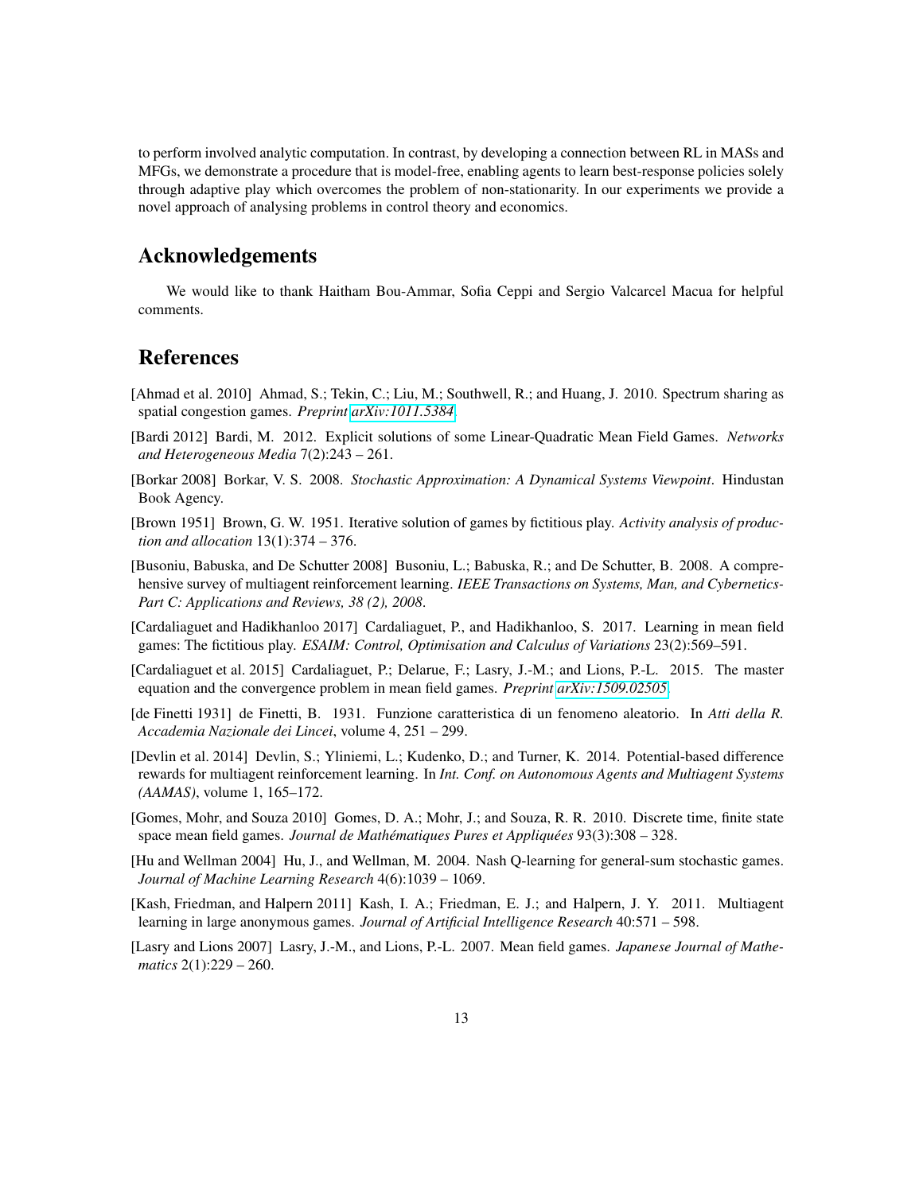to perform involved analytic computation. In contrast, by developing a connection between RL in MASs and MFGs, we demonstrate a procedure that is model-free, enabling agents to learn best-response policies solely through adaptive play which overcomes the problem of non-stationarity. In our experiments we provide a novel approach of analysing problems in control theory and economics.

## Acknowledgements

We would like to thank Haitham Bou-Ammar, Sofia Ceppi and Sergio Valcarcel Macua for helpful comments.

## References

[Ahmad et al. 2010] Ahmad, S.; Tekin, C.; Liu, M.; Southwell, R.; and Huang, J. 2010. Spectrum sharing as spatial congestion games. *Preprint arXiv:1011.5384*.

[Bardi 2012] Bardi, M. 2012. Explicit solutions of some Linear-Quadratic Mean Field Games. *Networks and Heterogeneous Media* 7(2):243 – 261.

[Borkar 2008] Borkar, V. S. 2008. *Stochastic Approximation: A Dynamical Systems Viewpoint*. Hindustan Book Agency.

[Brown 1951] Brown, G. W. 1951. Iterative solution of games by fictitious play. *Activity analysis of production and allocation* 13(1):374 – 376.

[Busoniu, Babuska, and De Schutter 2008] Busoniu, L.; Babuska, R.; and De Schutter, B. 2008. A comprehensive survey of multiagent reinforcement learning. *IEEE Transactions on Systems, Man, and Cybernetics-Part C: Applications and Reviews, 38 (2), 2008*.

[Cardaliaguet and Hadikhanloo 2017] Cardaliaguet, P., and Hadikhanloo, S. 2017. Learning in mean field games: The fictitious play. *ESAIM: Control, Optimisation and Calculus of Variations* 23(2):569–591.

[Cardaliaguet et al. 2015] Cardaliaguet, P.; Delarue, F.; Lasry, J.-M.; and Lions, P.-L. 2015. The master equation and the convergence problem in mean field games. *Preprint arXiv:1509.02505*.

[de Finetti 1931] de Finetti, B. 1931. Funzione caratteristica di un fenomeno aleatorio. In *Atti della R. Accademia Nazionale dei Lincei*, volume 4, 251 – 299.

[Devlin et al. 2014] Devlin, S.; Yliniemi, L.; Kudenko, D.; and Turner, K. 2014. Potential-based difference rewards for multiagent reinforcement learning. In *Int. Conf. on Autonomous Agents and Multiagent Systems (AAMAS)*, volume 1, 165–172.

[Gomes, Mohr, and Souza 2010] Gomes, D. A.; Mohr, J.; and Souza, R. R. 2010. Discrete time, finite state space mean field games. *Journal de Mathématiques Pures et Appliquées* 93(3):308 – 328.

[Hu and Wellman 2004] Hu, J., and Wellman, M. 2004. Nash Q-learning for general-sum stochastic games. *Journal of Machine Learning Research* 4(6):1039 – 1069.

[Kash, Friedman, and Halpern 2011] Kash, I. A.; Friedman, E. J.; and Halpern, J. Y. 2011. Multiagent learning in large anonymous games. *Journal of Artificial Intelligence Research* 40:571 – 598.

[Lasry and Lions 2007] Lasry, J.-M., and Lions, P.-L. 2007. Mean field games. *Japanese Journal of Mathematics* 2(1):229 – 260.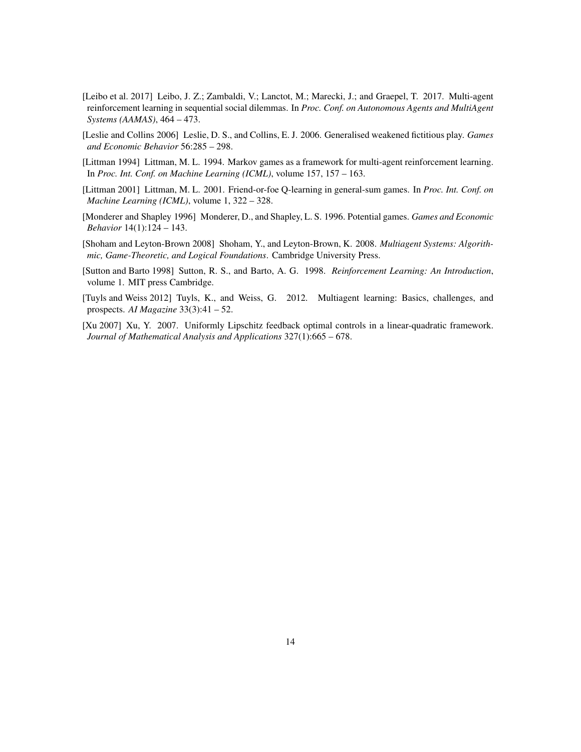[Leibo et al. 2017] Leibo, J. Z.; Zambaldi, V.; Lanctot, M.; Marecki, J.; and Graepel, T. 2017. Multi-agent reinforcement learning in sequential social dilemmas. In *Proc. Conf. on Autonomous Agents and MultiAgent Systems (AAMAS)*, 464 – 473.

[Leslie and Collins 2006] Leslie, D. S., and Collins, E. J. 2006. Generalised weakened fictitious play. *Games and Economic Behavior* 56:285 – 298.

[Littman 1994] Littman, M. L. 1994. Markov games as a framework for multi-agent reinforcement learning. In *Proc. Int. Conf. on Machine Learning (ICML)*, volume 157, 157 – 163.

[Littman 2001] Littman, M. L. 2001. Friend-or-foe Q-learning in general-sum games. In *Proc. Int. Conf. on Machine Learning (ICML)*, volume 1, 322 – 328.

[Monderer and Shapley 1996] Monderer, D., and Shapley, L. S. 1996. Potential games. *Games and Economic Behavior* 14(1):124 – 143.

[Shoham and Leyton-Brown 2008] Shoham, Y., and Leyton-Brown, K. 2008. *Multiagent Systems: Algorithmic, Game-Theoretic, and Logical Foundations*. Cambridge University Press.

[Sutton and Barto 1998] Sutton, R. S., and Barto, A. G. 1998. *Reinforcement Learning: An Introduction*, volume 1. MIT press Cambridge.

[Tuyls and Weiss 2012] Tuyls, K., and Weiss, G. 2012. Multiagent learning: Basics, challenges, and prospects. *AI Magazine* 33(3):41 – 52.

[Xu 2007] Xu, Y. 2007. Uniformly Lipschitz feedback optimal controls in a linear-quadratic framework. *Journal of Mathematical Analysis and Applications* 327(1):665 – 678.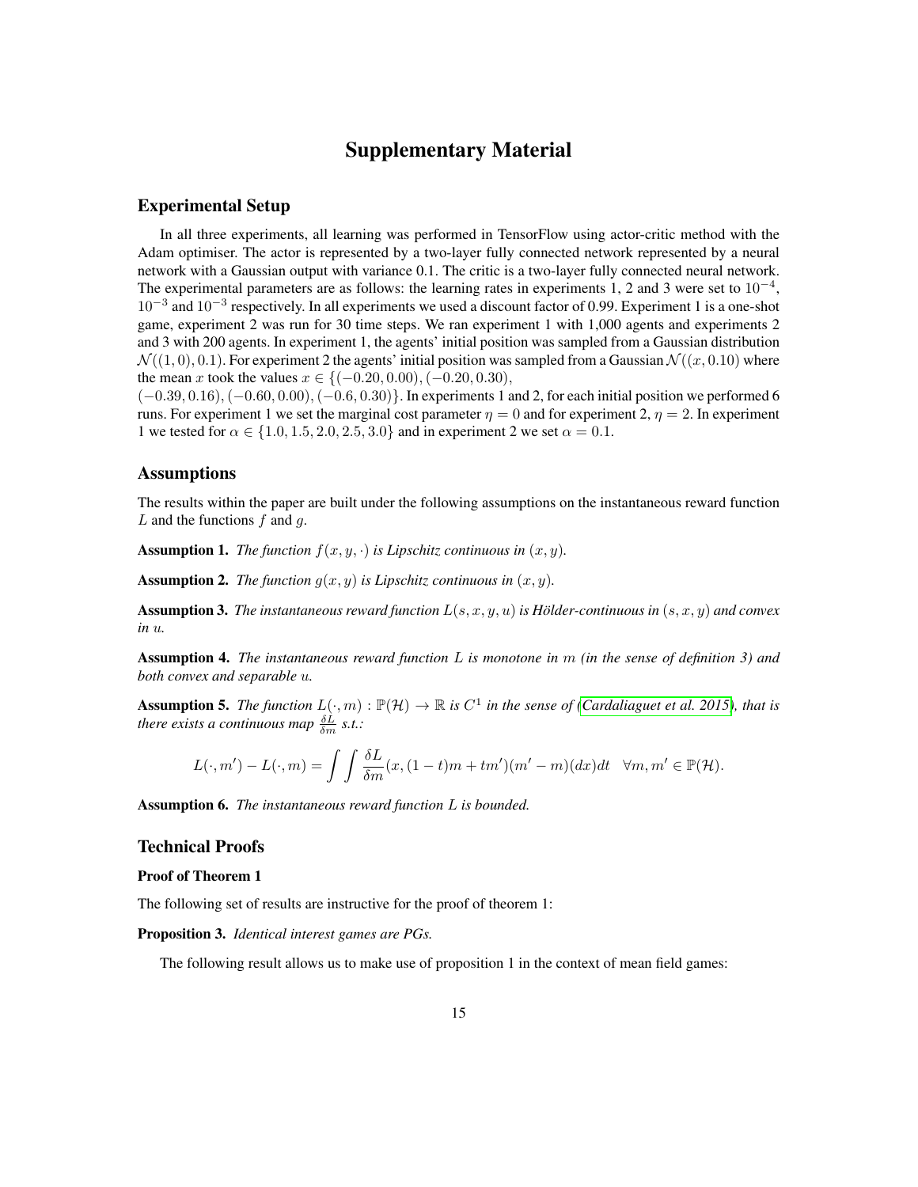# Supplementary Material

## Experimental Setup

In all three experiments, all learning was performed in TensorFlow using actor-critic method with the Adam optimiser. The actor is represented by a two-layer fully connected network represented by a neural network with a Gaussian output with variance 0.1. The critic is a two-layer fully connected neural network. The experimental parameters are as follows: the learning rates in experiments 1, 2 and 3 were set to $10^{-4}$, $10^{-3}$ and $10^{-3}$ respectively. In all experiments we used a discount factor of 0.99. Experiment 1 is a one-shot game, experiment 2 was run for 30 time steps. We ran experiment 1 with 1,000 agents and experiments 2 and 3 with 200 agents. In experiment 1, the agents' initial position was sampled from a Gaussian distribution $\mathcal{N}((1,0),0.1)$. For experiment 2 the agents' initial position was sampled from a Gaussian $\mathcal{N}((x,0.10)$ where the mean $x$ took the values $x \in \{(-0.20, 0.00), (-0.20, 0.30),$ $(-0.39, 0.16), (-0.60, 0.00), (-0.6, 0.30)\}$. In experiments 1 and 2, for each initial position we performed 6 runs. For experiment 1 we set the marginal cost parameter $\eta = 0$ and for experiment 2, $\eta = 2$. In experiment 1 we tested for $\alpha \in \{1.0, 1.5, 2.0, 2.5, 3.0\}$ and in experiment 2 we set $\alpha = 0.1$.

## Assumptions

The results within the paper are built under the following assumptions on the instantaneous reward function $L$ and the functions $f$ and $g$.

**Assumption 1.** *The function $f(x, y, \cdot)$ is Lipschitz continuous in $(x, y)$.*

**Assumption 2.** *The function $g(x, y)$ is Lipschitz continuous in $(x, y)$.*

**Assumption 3.** *The instantaneous reward function $L(s, x, y, u)$ is Hölder-continuous in $(s, x, y)$ and convex in $u$.*

**Assumption 4.** *The instantaneous reward function $L$ is monotone in $m$ (in the sense of definition 3) and both convex and separable $u$.*

**Assumption 5.** *The function $L(\cdot, m) : \mathbb{P}(\mathcal{H}) \to \mathbb{R}$ is $C^1$ in the sense of (Cardaliaguet et al. 2015), that is there exists a continuous map $\frac{\delta L}{\delta m}$ s.t.:*

$$L(\cdot, m') - L(\cdot, m) = \int \int \frac{\delta L}{\delta m}(x, (1-t)m + tm')(m' - m)(dx)dt \quad \forall m, m' \in \mathbb{P}(\mathcal{H}).$$

**Assumption 6.** *The instantaneous reward function $L$ is bounded.*

## Technical Proofs

### Proof of Theorem 1

The following set of results are instructive for the proof of theorem 1:

**Proposition 3.** *Identical interest games are PGs.*

The following result allows us to make use of proposition 1 in the context of mean field games: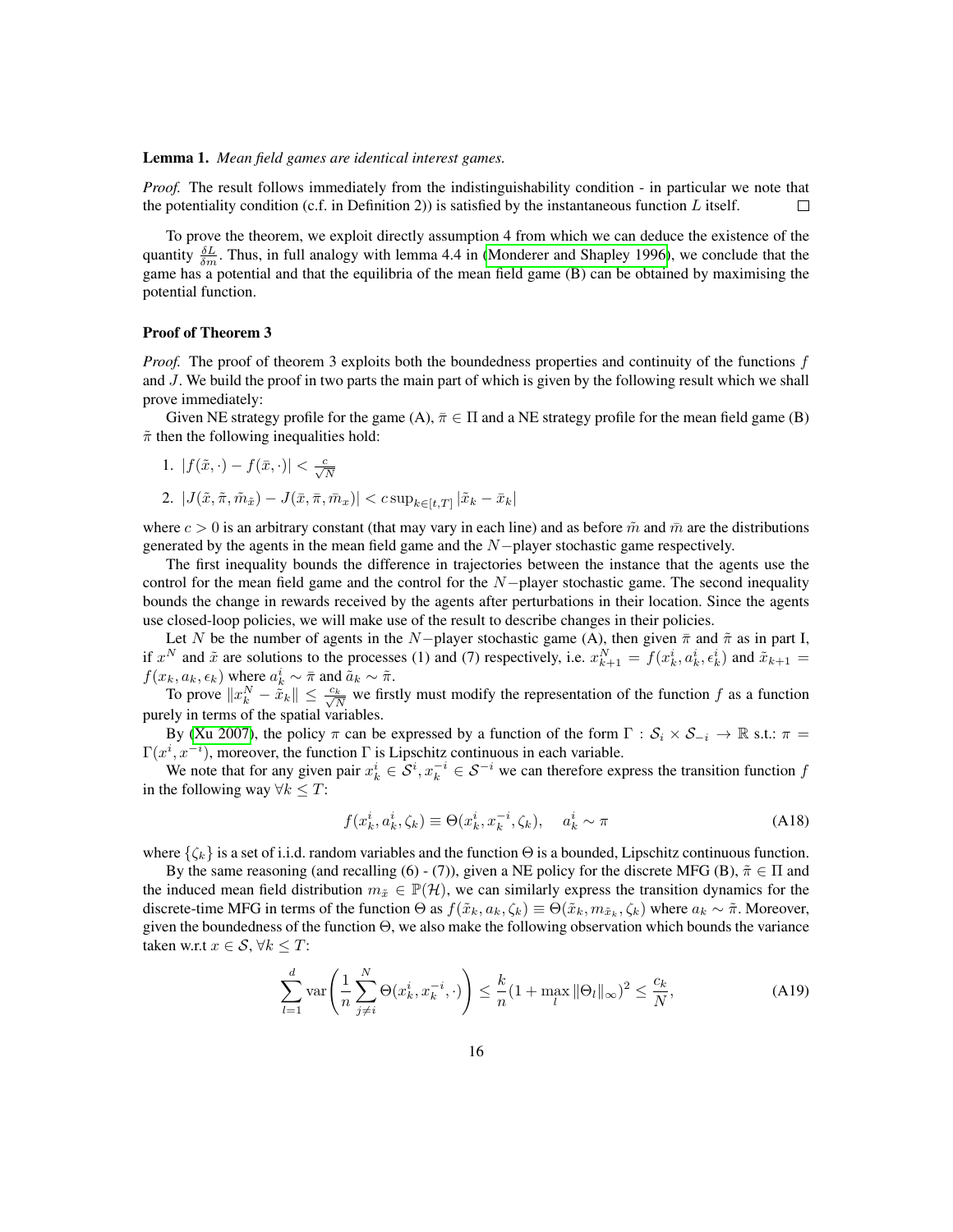**Lemma 1.** *Mean field games are identical interest games.*

*Proof.* The result follows immediately from the indistinguishability condition - in particular we note that the potentiality condition (c.f. in Definition 2)) is satisfied by the instantaneous function $L$ itself. □

To prove the theorem, we exploit directly assumption 4 from which we can deduce the existence of the quantity $\frac{\delta L}{\delta m}$. Thus, in full analogy with lemma 4.4 in (Monderer and Shapley 1996), we conclude that the game has a potential and that the equilibria of the mean field game (B) can be obtained by maximising the potential function.

### Proof of Theorem 3

*Proof.* The proof of theorem 3 exploits both the boundedness properties and continuity of the functions $f$ and $J$. We build the proof in two parts the main part of which is given by the following result which we shall prove immediately:

Given NE strategy profile for the game (A), $\bar{\pi} \in \Pi$ and a NE strategy profile for the mean field game (B) $\tilde{\pi}$ then the following inequalities hold:

1. $|f(\tilde{x}, \cdot) - f(\bar{x}, \cdot)| < \frac{c}{\sqrt{N}}$
2. $|J(\tilde{x}, \tilde{\pi}, \tilde{m}_{\tilde{x}}) - J(\bar{x}, \bar{\pi}, \bar{m}_x)| < c \sup_{k \in [t,T]} |\tilde{x}_k - \bar{x}_k|$

where $c > 0$ is an arbitrary constant (that may vary in each line) and as before $\tilde{m}$ and $\bar{m}$ are the distributions generated by the agents in the mean field game and the $N-$player stochastic game respectively.

The first inequality bounds the difference in trajectories between the instance that the agents use the control for the mean field game and the control for the $N-$player stochastic game. The second inequality bounds the change in rewards received by the agents after perturbations in their location. Since the agents use closed-loop policies, we will make use of the result to describe changes in their policies.

Let $N$ be the number of agents in the $N-$player stochastic game (A), then given $\bar{\pi}$ and $\tilde{\pi}$ as in part I, if $x^N$ and $\tilde{x}$ are solutions to the processes (1) and (7) respectively, i.e. $x^N_{k+1} = f(x^i_k, a^i_k, \epsilon^i_k)$ and $\tilde{x}_{k+1} = f(x_k, a_k, \epsilon_k)$ where $a^i_k \sim \bar{\pi}$ and $\tilde{a}_k \sim \tilde{\pi}$.

To prove $\|x^N_k - \tilde{x}_k\| \leq \frac{c_k}{\sqrt{N}}$ we firstly must modify the representation of the function $f$ as a function purely in terms of the spatial variables.

By (Xu 2007), the policy $\pi$ can be expressed by a function of the form $\Gamma : \mathcal{S}_i \times \mathcal{S}_{-i} \to \mathbb{R}$ s.t.: $\pi = \Gamma(x^i, x^{-i})$, moreover, the function $\Gamma$ is Lipschitz continuous in each variable.

We note that for any given pair $x^i_k \in \mathcal{S}^i, x^{-i}_k \in \mathcal{S}^{-i}$ we can therefore express the transition function $f$ in the following way $\forall k \leq T$:

$$f(x^i_k, a^i_k, \zeta_k) \equiv \Theta(x^i_k, x^{-i}_k, \zeta_k), \quad a^i_k \sim \pi \tag{A18}$$

where $\{\zeta_k\}$ is a set of i.i.d. random variables and the function $\Theta$ is a bounded, Lipschitz continuous function.

By the same reasoning (and recalling (6) - (7)), given a NE policy for the discrete MFG (B), $\tilde{\pi} \in \Pi$ and the induced mean field distribution $m_{\tilde{x}} \in \mathbb{P}(\mathcal{H})$, we can similarly express the transition dynamics for the discrete-time MFG in terms of the function $\Theta$ as $f(\tilde{x}_k, a_k, \zeta_k) \equiv \Theta(\tilde{x}_k, m_{\tilde{x}_k}, \zeta_k)$ where $a_k \sim \tilde{\pi}$. Moreover, given the boundedness of the function $\Theta$, we also make the following observation which bounds the variance taken w.r.t $x \in \mathcal{S}, \forall k \leq T$:

$$\sum_{l=1}^{d} \text{var}\left(\frac{1}{n}\sum_{j \neq i}^{N} \Theta(x^i_k, x^{-i}_k, \cdot)\right) \leq \frac{k}{n}(1 + \max_l \|\Theta_l\|_\infty)^2 \leq \frac{c_k}{N}, \tag{A19}$$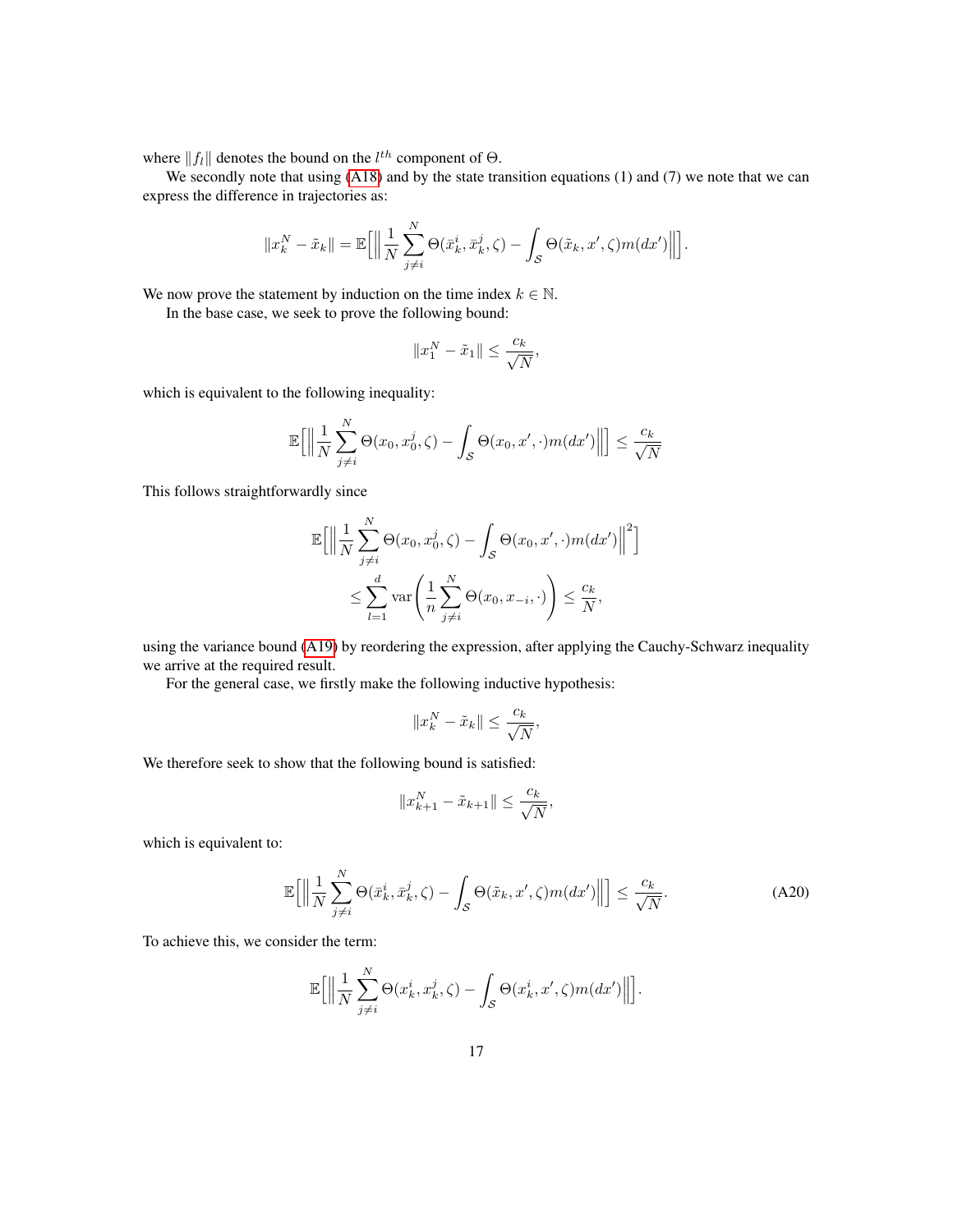where $\|f_l\|$ denotes the bound on the $l^{th}$ component of $\Theta$.

We secondly note that using (A18) and by the state transition equations (1) and (7) we note that we can express the difference in trajectories as:

$$\|x_k^N - \tilde{x}_k\| = \mathbb{E}\Big[\Big\| \frac{1}{N}\sum_{j\neq i}^{N} \Theta(\bar{x}_k^i, \bar{x}_k^j, \zeta) - \int_{\mathcal{S}} \Theta(\tilde{x}_k, x', \zeta) m(dx')\Big\|\Big].$$

We now prove the statement by induction on the time index $k \in \mathbb{N}$.

In the base case, we seek to prove the following bound:

$$\|x_1^N - \tilde{x}_1\| \leq \frac{c_k}{\sqrt{N}},$$

which is equivalent to the following inequality:

$$\mathbb{E}\Big[\Big\| \frac{1}{N}\sum_{j\neq i}^{N} \Theta(x_0, x_0^j, \zeta) - \int_{\mathcal{S}} \Theta(x_0, x', \cdot) m(dx')\Big\|\Big] \leq \frac{c_k}{\sqrt{N}}$$

This follows straightforwardly since

$$\mathbb{E}\Big[\Big\| \frac{1}{N}\sum_{j\neq i}^{N} \Theta(x_0, x_0^j, \zeta) - \int_{\mathcal{S}} \Theta(x_0, x', \cdot) m(dx')\Big\|^2\Big]$$
$$\leq \sum_{l=1}^{d} \operatorname{var}\left(\frac{1}{n}\sum_{j\neq i}^{N} \Theta(x_0, x_{-i}, \cdot)\right) \leq \frac{c_k}{N},$$

using the variance bound (A19) by reordering the expression, after applying the Cauchy-Schwarz inequality we arrive at the required result.

For the general case, we firstly make the following inductive hypothesis:

$$\|x_k^N - \tilde{x}_k\| \leq \frac{c_k}{\sqrt{N}},$$

We therefore seek to show that the following bound is satisfied:

$$\|x_{k+1}^N - \tilde{x}_{k+1}\| \leq \frac{c_k}{\sqrt{N}},$$

which is equivalent to:

$$\mathbb{E}\Big[\Big\| \frac{1}{N}\sum_{j\neq i}^{N} \Theta(\bar{x}_k^i, \bar{x}_k^j, \zeta) - \int_{\mathcal{S}} \Theta(\tilde{x}_k, x', \zeta) m(dx')\Big\|\Big] \leq \frac{c_k}{\sqrt{N}}. \tag{A20}$$

To achieve this, we consider the term:

$$\mathbb{E}\Big[\Big\| \frac{1}{N}\sum_{j\neq i}^{N} \Theta(x_k^i, x_k^j, \zeta) - \int_{\mathcal{S}} \Theta(x_k^i, x', \zeta) m(dx')\Big\|\Big].$$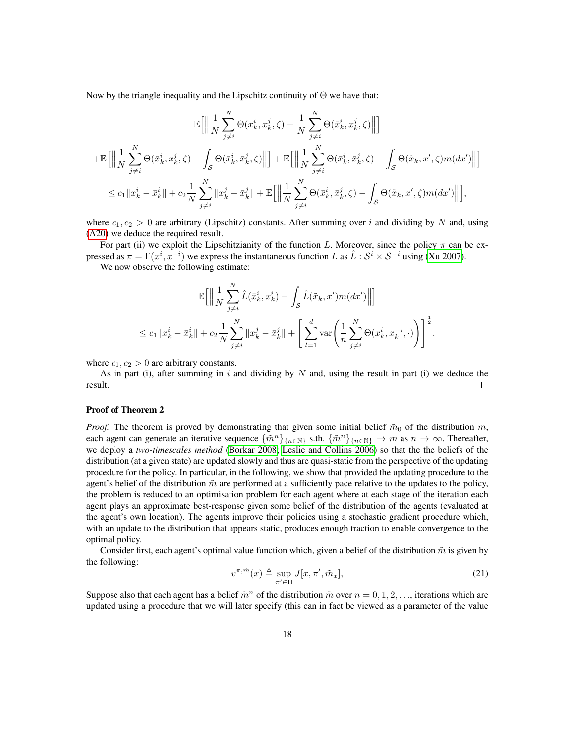Now by the triangle inequality and the Lipschitz continuity of $\Theta$ we have that:

$$
\begin{aligned}
&\mathbb{E}\Big[\Big\| \frac{1}{N}\sum_{j\neq i}^{N}\Theta(x_k^i, x_k^j, \zeta) - \frac{1}{N}\sum_{j\neq i}^{N}\Theta(\bar{x}_k^i, x_k^j, \zeta)\Big\|\Big] \\
&+\mathbb{E}\Big[\Big\| \frac{1}{N}\sum_{j\neq i}^{N}\Theta(\bar{x}_k^i, x_k^j, \zeta) - \int_{\mathcal{S}}\Theta(\bar{x}_k^i, \bar{x}_k^j, \zeta)\Big\|\Big] + \mathbb{E}\Big[\Big\| \frac{1}{N}\sum_{j\neq i}^{N}\Theta(\bar{x}_k^i, \bar{x}_k^j, \zeta) - \int_{\mathcal{S}}\Theta(\tilde{x}_k, x', \zeta)m(dx')\Big\|\Big] \\
&\leq c_1\|x_k^i - \bar{x}_k^i\| + c_2\frac{1}{N}\sum_{j\neq i}^{N}\|x_k^j - \bar{x}_k^j\| + \mathbb{E}\Big[\Big\| \frac{1}{N}\sum_{j\neq i}^{N}\Theta(\bar{x}_k^i, \bar{x}_k^j, \zeta) - \int_{\mathcal{S}}\Theta(\tilde{x}_k, x', \zeta)m(dx')\Big\|\Big],
\end{aligned}
$$

where $c_1, c_2 > 0$ are arbitrary (Lipschitz) constants. After summing over $i$ and dividing by $N$ and, using (A20) we deduce the required result.

For part (ii) we exploit the Lipschitzianity of the function $L$. Moreover, since the policy $\pi$ can be expressed as $\pi = \Gamma(x^i, x^{-i})$ we express the instantaneous function $L$ as $\hat{L} : \mathcal{S}^i \times \mathcal{S}^{-i}$ using (Xu 2007).

We now observe the following estimate:

$$
\begin{aligned}
&\mathbb{E}\Big[\Big\| \frac{1}{N}\sum_{j\neq i}^{N}\hat{L}(\bar{x}_k^i, x_k^i) - \int_{\mathcal{S}}\hat{L}(\tilde{x}_k, x')m(dx')\Big\|\Big] \\
&\leq c_1\|x_k^i - \bar{x}_k^i\| + c_2\frac{1}{N}\sum_{j\neq i}^{N}\|x_k^j - \bar{x}_k^j\| + \left[\sum_{l=1}^{d}\mathrm{var}\left(\frac{1}{n}\sum_{j\neq i}^{N}\Theta(x_k^i, x_k^{-i}, \cdot)\right)\right]^{\frac{1}{2}}.
\end{aligned}
$$

where $c_1, c_2 > 0$ are arbitrary constants.

As in part (i), after summing in $i$ and dividing by $N$ and, using the result in part (i) we deduce the result. □

**Proof of Theorem 2**

*Proof.* The theorem is proved by demonstrating that given some initial belief $\tilde{m}_0$ of the distribution $m$, each agent can generate an iterative sequence $\{\tilde{m}^n\}_{\{n\in\mathbb{N}\}}$ s.th. $\{\tilde{m}^n\}_{\{n\in\mathbb{N}\}} \to m$ as $n \to \infty$. Thereafter, we deploy a *two-timescales method* (Borkar 2008; Leslie and Collins 2006) so that the the beliefs of the distribution (at a given state) are updated slowly and thus are quasi-static from the perspective of the updating procedure for the policy. In particular, in the following, we show that provided the updating procedure to the agent's belief of the distribution $\tilde{m}$ are performed at a sufficiently pace relative to the updates to the policy, the problem is reduced to an optimisation problem for each agent where at each stage of the iteration each agent plays an approximate best-response given some belief of the distribution of the agents (evaluated at the agent's own location). The agents improve their policies using a stochastic gradient procedure which, with an update to the distribution that appears static, produces enough traction to enable convergence to the optimal policy.

Consider first, each agent's optimal value function which, given a belief of the distribution $\tilde{m}$ is given by the following:

$$
v^{\pi,\tilde{m}}(x) \triangleq \sup_{\pi'\in\Pi} J[x, \pi', \tilde{m}_x], \tag{21}
$$

Suppose also that each agent has a belief $\tilde{m}^n$ of the distribution $\tilde{m}$ over $n = 0, 1, 2, \ldots,$ iterations which are updated using a procedure that we will later specify (this can in fact be viewed as a parameter of the value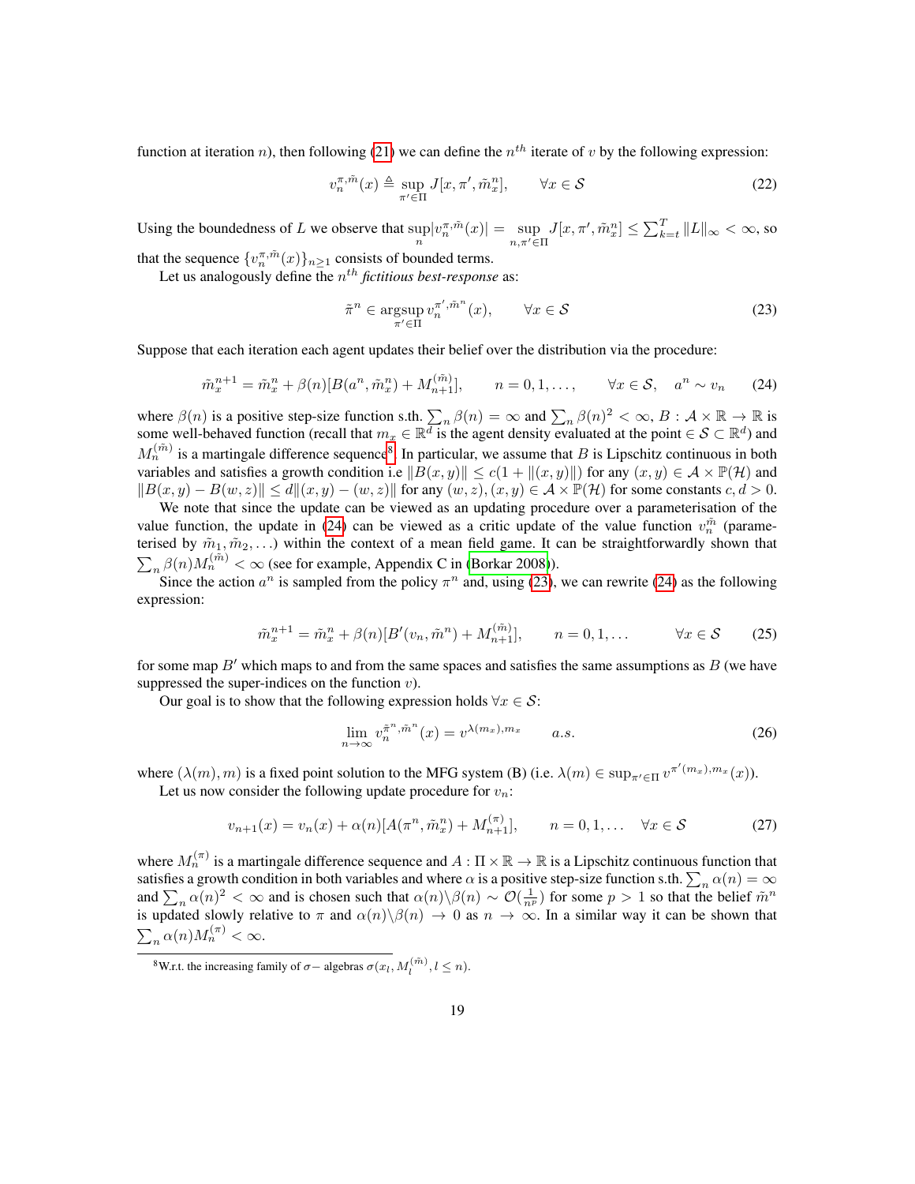function at iteration $n$), then following (21) we can define the $n^{th}$ iterate of $v$ by the following expression:

$$v_n^{\pi,\tilde{m}}(x) \triangleq \sup_{\pi' \in \Pi} J[x, \pi', \tilde{m}_x^n], \qquad \forall x \in \mathcal{S} \tag{22}$$

Using the boundedness of $L$ we observe that $\sup_n |v_n^{\pi,\tilde{m}}(x)| = \sup_{n,\pi' \in \Pi} J[x, \pi', \tilde{m}_x^n] \leq \sum_{k=t}^{T} \|L\|_\infty < \infty$, so that the sequence $\{v_n^{\pi,\tilde{m}}(x)\}_{n \geq 1}$ consists of bounded terms.

Let us analogously define the $n^{th}$ *fictitious best-response* as:

$$\tilde{\pi}^n \in \underset{\pi' \in \Pi}{\text{argsup}}\, v_n^{\pi',\tilde{m}^n}(x), \qquad \forall x \in \mathcal{S} \tag{23}$$

Suppose that each iteration each agent updates their belief over the distribution via the procedure:

$$\tilde{m}_x^{n+1} = \tilde{m}_x^n + \beta(n)[B(a^n, \tilde{m}_x^n) + M_{n+1}^{(\tilde{m})}], \qquad n = 0, 1, \ldots, \qquad \forall x \in \mathcal{S}, \quad a^n \sim v_n \tag{24}$$

where $\beta(n)$ is a positive step-size function s.th. $\sum_n \beta(n) = \infty$ and $\sum_n \beta(n)^2 < \infty$, $B : \mathcal{A} \times \mathbb{R} \to \mathbb{R}$ is some well-behaved function (recall that $m_x \in \mathbb{R}^d$ is the agent density evaluated at the point $\in \mathcal{S} \subset \mathbb{R}^d$) and $M_n^{(\tilde{m})}$ is a martingale difference sequence[8]. In particular, we assume that $B$ is Lipschitz continuous in both variables and satisfies a growth condition i.e $\|B(x, y)\| \leq c(1 + \|(x, y)\|)$ for any $(x, y) \in \mathcal{A} \times \mathbb{P}(\mathcal{H})$ and $\|B(x, y) - B(w, z)\| \leq d\|(x, y) - (w, z)\|$ for any $(w, z), (x, y) \in \mathcal{A} \times \mathbb{P}(\mathcal{H})$ for some constants $c, d > 0$.

We note that since the update can be viewed as an updating procedure over a parameterisation of the value function, the update in (24) can be viewed as a critic update of the value function $v_n^{\tilde{m}}$ (parameterised by $\tilde{m}_1, \tilde{m}_2, \ldots$) within the context of a mean field game. It can be straightforwardly shown that $\sum_n \beta(n) M_n^{(\tilde{m})} < \infty$ (see for example, Appendix C in (Borkar 2008)).

Since the action $a^n$ is sampled from the policy $\pi^n$ and, using (23), we can rewrite (24) as the following expression:

$$\tilde{m}_x^{n+1} = \tilde{m}_x^n + \beta(n)[B'(v_n, \tilde{m}^n) + M_{n+1}^{(\tilde{m})}], \qquad n = 0, 1, \ldots \qquad \forall x \in \mathcal{S} \tag{25}$$

for some map $B'$ which maps to and from the same spaces and satisfies the same assumptions as $B$ (we have suppressed the super-indices on the function $v$).

Our goal is to show that the following expression holds $\forall x \in \mathcal{S}$:

$$\lim_{n \to \infty} v_n^{\tilde{\pi}^n, \tilde{m}^n}(x) = v^{\lambda(m_x), m_x} \qquad a.s. \tag{26}$$

where $(\lambda(m), m)$ is a fixed point solution to the MFG system (B) (i.e. $\lambda(m) \in \sup_{\pi' \in \Pi} v^{\pi'(m_x), m_x}(x)$).

Let us now consider the following update procedure for $v_n$:

$$v_{n+1}(x) = v_n(x) + \alpha(n)[A(\pi^n, \tilde{m}_x^n) + M_{n+1}^{(\pi)}], \qquad n = 0, 1, \ldots \quad \forall x \in \mathcal{S} \tag{27}$$

where $M_n^{(\pi)}$ is a martingale difference sequence and $A : \Pi \times \mathbb{R} \to \mathbb{R}$ is a Lipschitz continuous function that satisfies a growth condition in both variables and where $\alpha$ is a positive step-size function s.th. $\sum_n \alpha(n) = \infty$ and $\sum_n \alpha(n)^2 < \infty$ and is chosen such that $\alpha(n) \backslash \beta(n) \sim \mathcal{O}(\frac{1}{n^p})$ for some $p > 1$ so that the belief $\tilde{m}^n$ is updated slowly relative to $\pi$ and $\alpha(n) \backslash \beta(n) \to 0$ as $n \to \infty$. In a similar way it can be shown that $\sum_n \alpha(n) M_n^{(\pi)} < \infty$.

[8] W.r.t. the increasing family of $\sigma-$ algebras $\sigma(x_l, M_l^{(\tilde{m})}, l \leq n)$.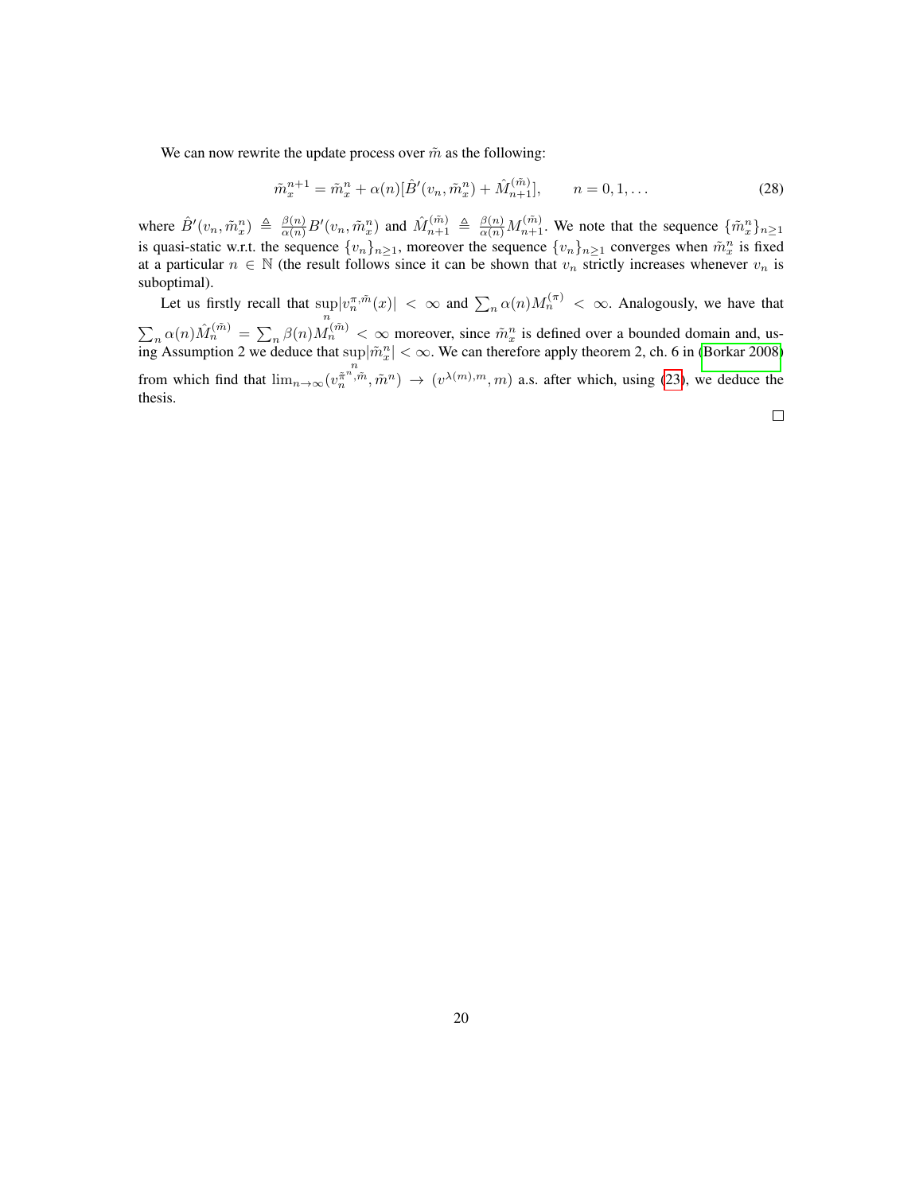We can now rewrite the update process over $\tilde{m}$ as the following:

$$\tilde{m}_x^{n+1} = \tilde{m}_x^n + \alpha(n)[\hat{B}'(v_n, \tilde{m}_x^n) + \hat{M}_{n+1}^{(\tilde{m})}], \qquad n = 0, 1, \ldots \tag{28}$$

where $\hat{B}'(v_n, \tilde{m}_x^n) \triangleq \frac{\beta(n)}{\alpha(n)} B'(v_n, \tilde{m}_x^n)$ and $\hat{M}_{n+1}^{(\tilde{m})} \triangleq \frac{\beta(n)}{\alpha(n)} M_{n+1}^{(\tilde{m})}$. We note that the sequence $\{\tilde{m}_x^n\}_{n\geq 1}$ is quasi-static w.r.t. the sequence $\{v_n\}_{n\geq 1}$, moreover the sequence $\{v_n\}_{n\geq 1}$ converges when $\tilde{m}_x^n$ is fixed at a particular $n \in \mathbb{N}$ (the result follows since it can be shown that $v_n$ strictly increases whenever $v_n$ is suboptimal).

Let us firstly recall that $\sup_n |v_n^{\pi,\tilde{m}}(x)| < \infty$ and $\sum_n \alpha(n) M_n^{(\pi)} < \infty$. Analogously, we have that $\sum_n \alpha(n) \hat{M}_n^{(\tilde{m})} = \sum_n \beta(n) M_n^{(\tilde{m})} < \infty$ moreover, since $\tilde{m}_x^n$ is defined over a bounded domain and, using Assumption 2 we deduce that $\sup_n |\tilde{m}_x^n| < \infty$. We can therefore apply theorem 2, ch. 6 in (Borkar 2008) from which find that $\lim_{n\to\infty}(v_n^{\tilde{\pi}^n,\tilde{m}}, \tilde{m}^n) \to (v^{\lambda(m),m}, m)$ a.s. after which, using (23), we deduce the thesis.

□